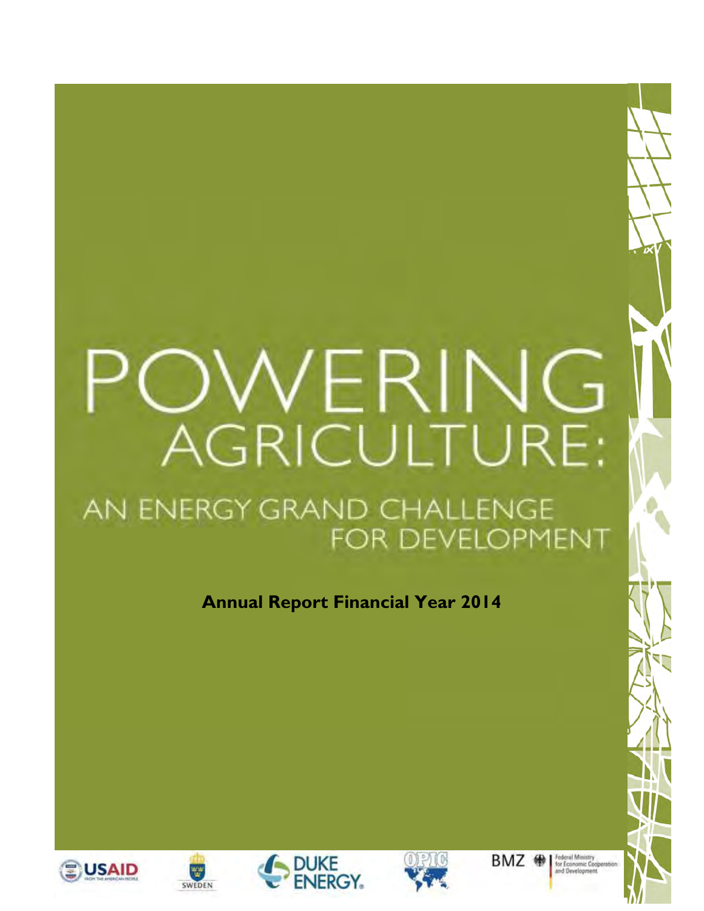# POWERING AGRICULTURE:

## AN ENERGY GRAND CHALLENGE FOR DEVELOPMENT

**Annual Report Financial Year 2014**

USAID FROM THE AMERICAN PEOPLE

SWEDEN

DUKE ENERGY.

OPIC

BMZ Federal Ministry for Economic Cooperation and Development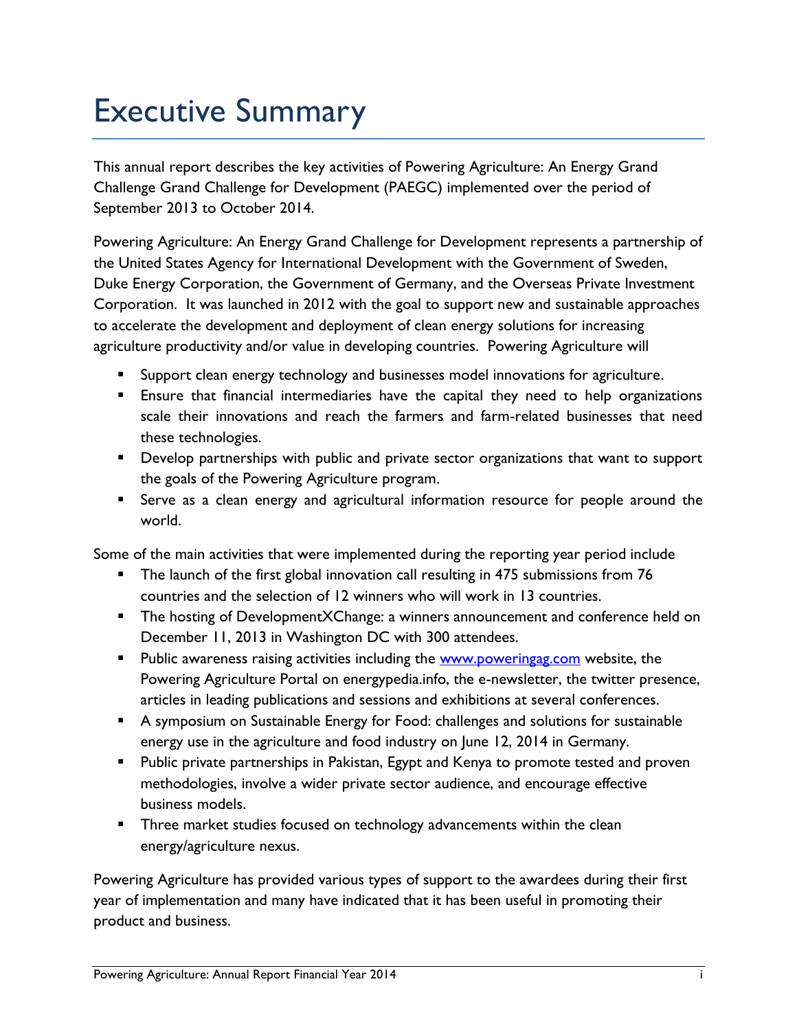# Executive Summary

This annual report describes the key activities of Powering Agriculture: An Energy Grand Challenge Grand Challenge for Development (PAEGC) implemented over the period of September 2013 to October 2014.

Powering Agriculture: An Energy Grand Challenge for Development represents a partnership of the United States Agency for International Development with the Government of Sweden, Duke Energy Corporation, the Government of Germany, and the Overseas Private Investment Corporation. It was launched in 2012 with the goal to support new and sustainable approaches to accelerate the development and deployment of clean energy solutions for increasing agriculture productivity and/or value in developing countries. Powering Agriculture will

- Support clean energy technology and businesses model innovations for agriculture.
- Ensure that financial intermediaries have the capital they need to help organizations scale their innovations and reach the farmers and farm-related businesses that need these technologies.
- Develop partnerships with public and private sector organizations that want to support the goals of the Powering Agriculture program.
- Serve as a clean energy and agricultural information resource for people around the world.

Some of the main activities that were implemented during the reporting year period include

- The launch of the first global innovation call resulting in 475 submissions from 76 countries and the selection of 12 winners who will work in 13 countries.
- The hosting of DevelopmentXChange: a winners announcement and conference held on December 11, 2013 in Washington DC with 300 attendees.
- Public awareness raising activities including the www.poweringag.com website, the Powering Agriculture Portal on energypedia.info, the e-newsletter, the twitter presence, articles in leading publications and sessions and exhibitions at several conferences.
- A symposium on Sustainable Energy for Food: challenges and solutions for sustainable energy use in the agriculture and food industry on June 12, 2014 in Germany.
- Public private partnerships in Pakistan, Egypt and Kenya to promote tested and proven methodologies, involve a wider private sector audience, and encourage effective business models.
- Three market studies focused on technology advancements within the clean energy/agriculture nexus.

Powering Agriculture has provided various types of support to the awardees during their first year of implementation and many have indicated that it has been useful in promoting their product and business.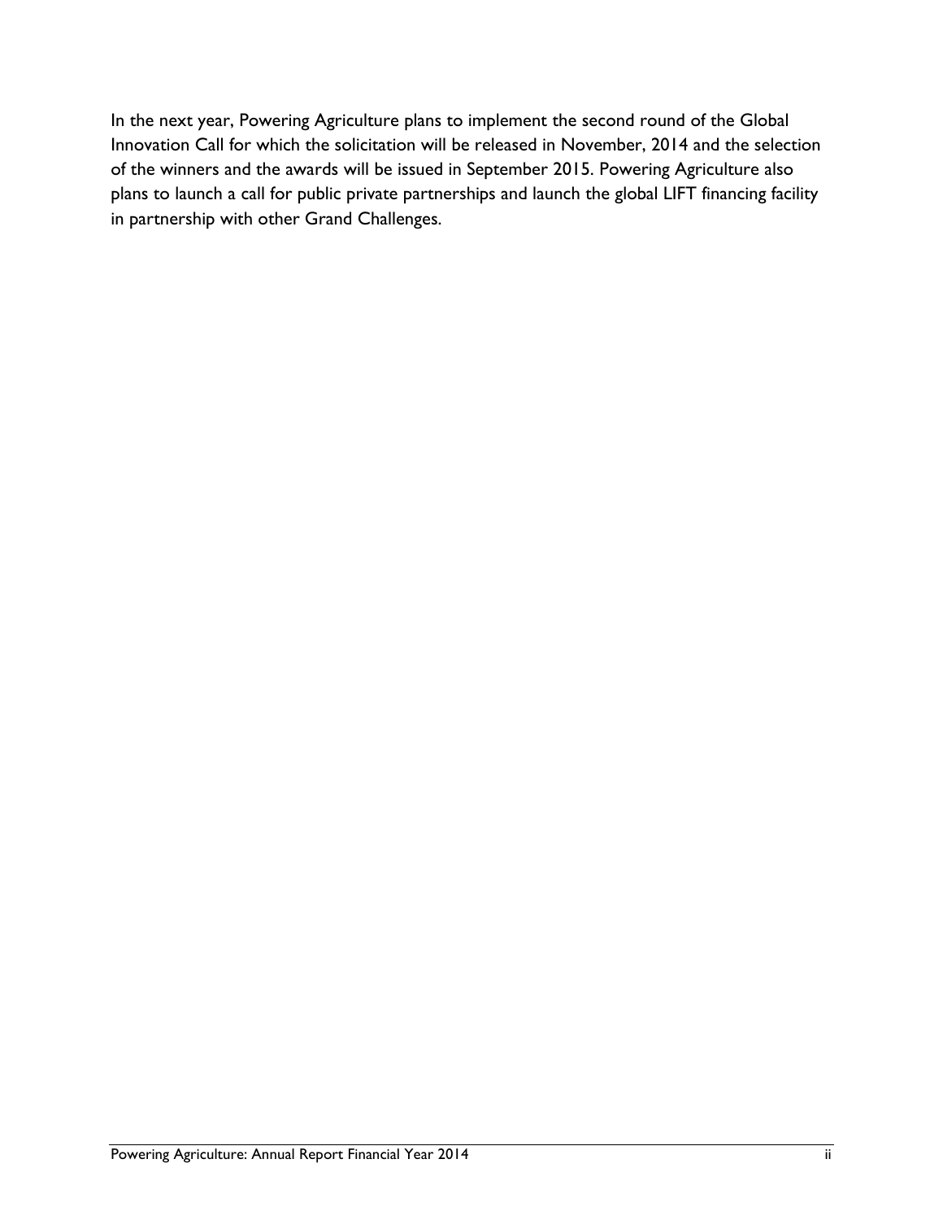In the next year, Powering Agriculture plans to implement the second round of the Global Innovation Call for which the solicitation will be released in November, 2014 and the selection of the winners and the awards will be issued in September 2015. Powering Agriculture also plans to launch a call for public private partnerships and launch the global LIFT financing facility in partnership with other Grand Challenges.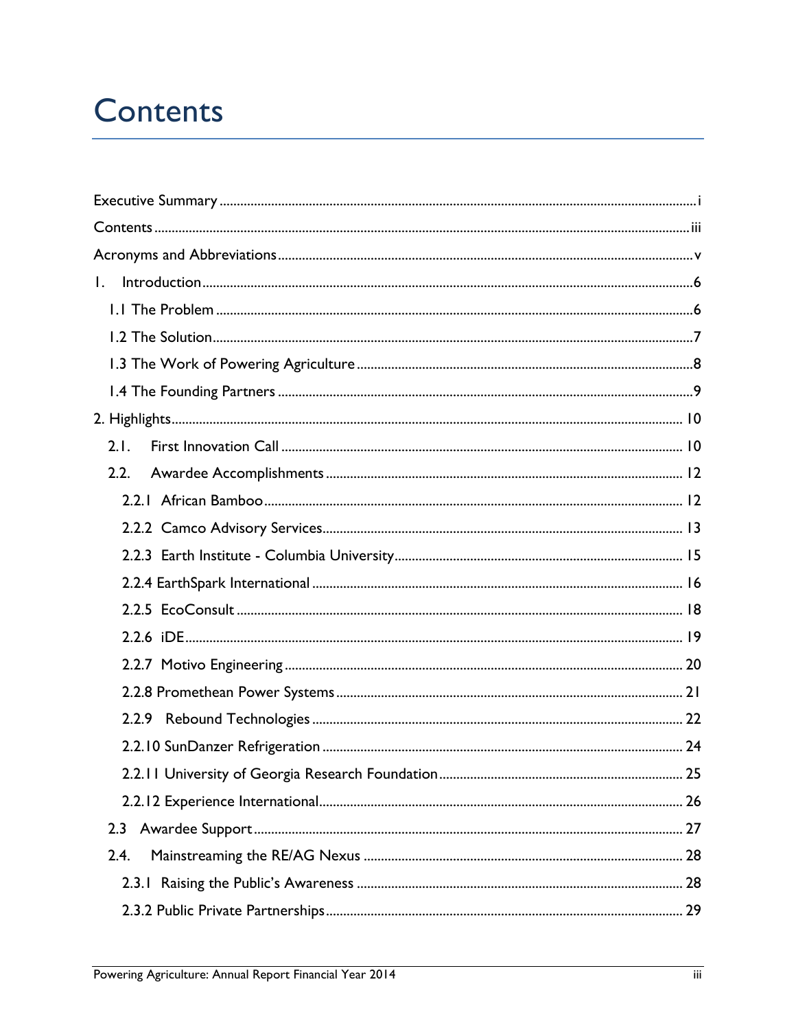# Contents

Executive Summary ..... i

Contents ..... iii

Acronyms and Abbreviations ..... v

1. Introduction ..... 6
   - 1.1 The Problem ..... 6
   - 1.2 The Solution ..... 7
   - 1.3 The Work of Powering Agriculture ..... 8
   - 1.4 The Founding Partners ..... 9

2. Highlights ..... 10
   - 2.1. First Innovation Call ..... 10
   - 2.2. Awardee Accomplishments ..... 12
     - 2.2.1 African Bamboo ..... 12
     - 2.2.2 Camco Advisory Services ..... 13
     - 2.2.3 Earth Institute - Columbia University ..... 15
     - 2.2.4 EarthSpark International ..... 16
     - 2.2.5 EcoConsult ..... 18
     - 2.2.6 iDE ..... 19
     - 2.2.7 Motivo Engineering ..... 20
     - 2.2.8 Promethean Power Systems ..... 21
     - 2.2.9 Rebound Technologies ..... 22
     - 2.2.10 SunDanzer Refrigeration ..... 24
     - 2.2.11 University of Georgia Research Foundation ..... 25
     - 2.2.12 Experience International ..... 26
   - 2.3 Awardee Support ..... 27
   - 2.4. Mainstreaming the RE/AG Nexus ..... 28
     - 2.3.1 Raising the Public's Awareness ..... 28
     - 2.3.2 Public Private Partnerships ..... 29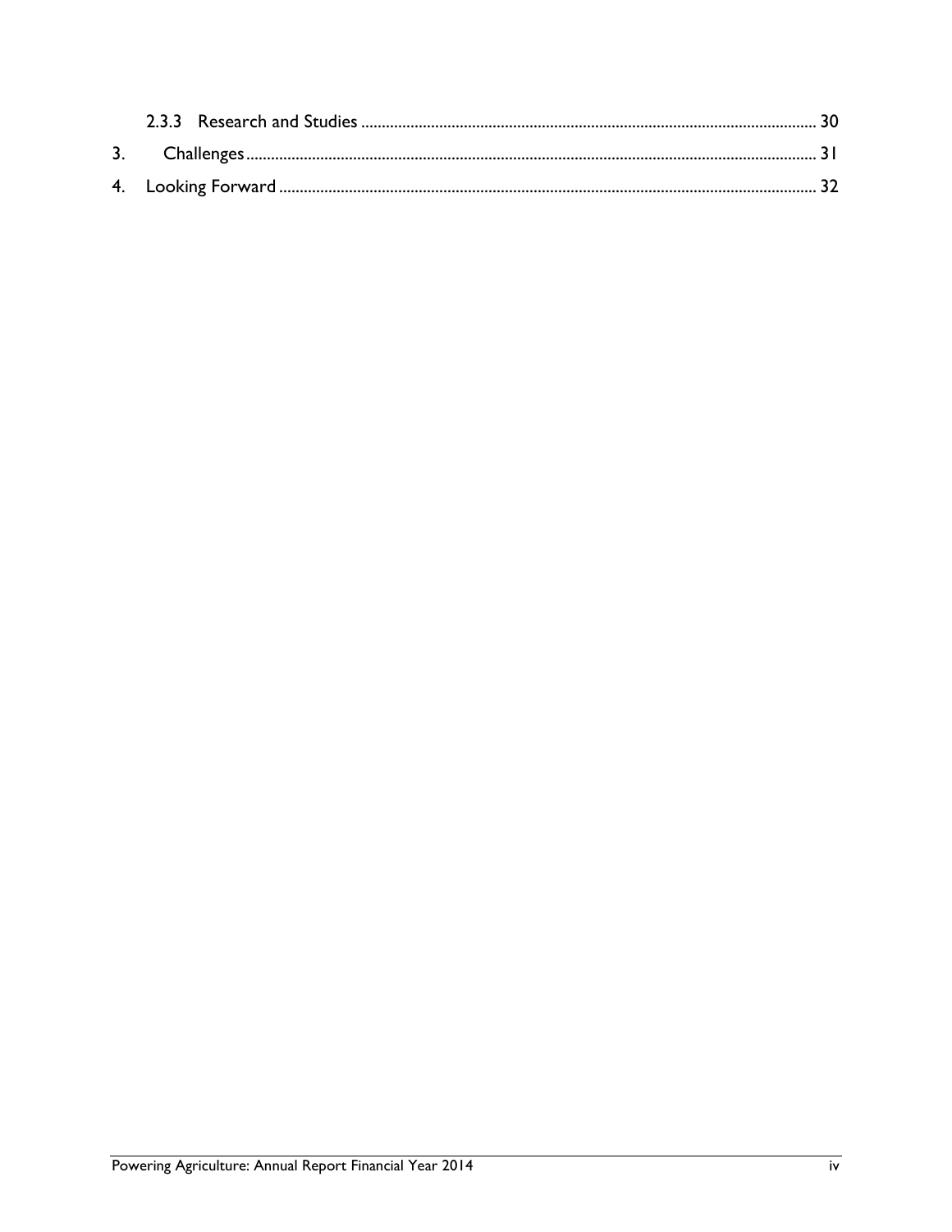2.3.3 Research and Studies ........................................................................................................ 30

3. Challenges ........................................................................................................................ 31

4. Looking Forward ................................................................................................................ 32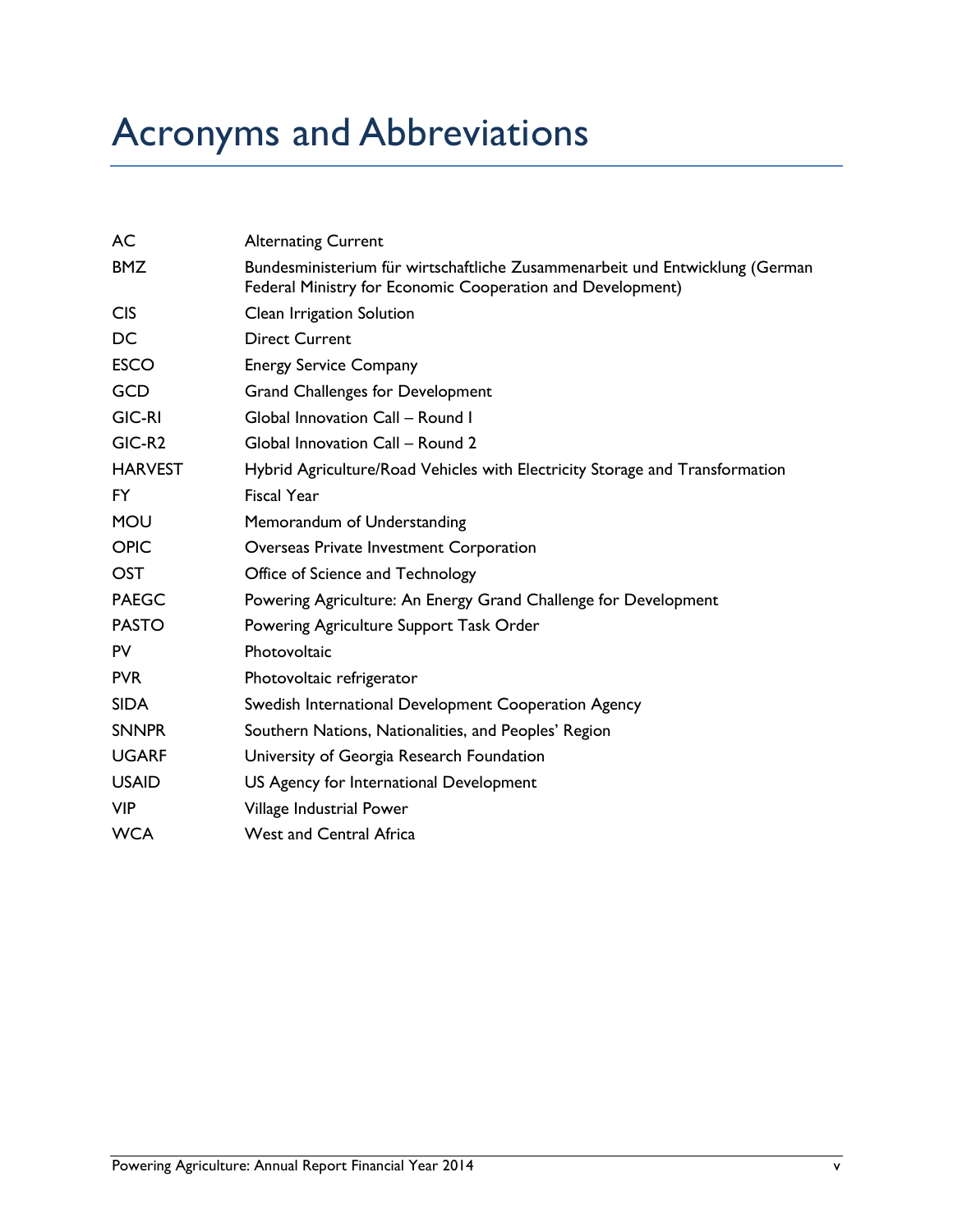# Acronyms and Abbreviations

| | |
|---|---|
| AC | Alternating Current |
| BMZ | Bundesministerium für wirtschaftliche Zusammenarbeit und Entwicklung (German Federal Ministry for Economic Cooperation and Development) |
| CIS | Clean Irrigation Solution |
| DC | Direct Current |
| ESCO | Energy Service Company |
| GCD | Grand Challenges for Development |
| GIC-RI | Global Innovation Call – Round I |
| GIC-R2 | Global Innovation Call – Round 2 |
| HARVEST | Hybrid Agriculture/Road Vehicles with Electricity Storage and Transformation |
| FY | Fiscal Year |
| MOU | Memorandum of Understanding |
| OPIC | Overseas Private Investment Corporation |
| OST | Office of Science and Technology |
| PAEGC | Powering Agriculture: An Energy Grand Challenge for Development |
| PASTO | Powering Agriculture Support Task Order |
| PV | Photovoltaic |
| PVR | Photovoltaic refrigerator |
| SIDA | Swedish International Development Cooperation Agency |
| SNNPR | Southern Nations, Nationalities, and Peoples' Region |
| UGARF | University of Georgia Research Foundation |
| USAID | US Agency for International Development |
| VIP | Village Industrial Power |
| WCA | West and Central Africa |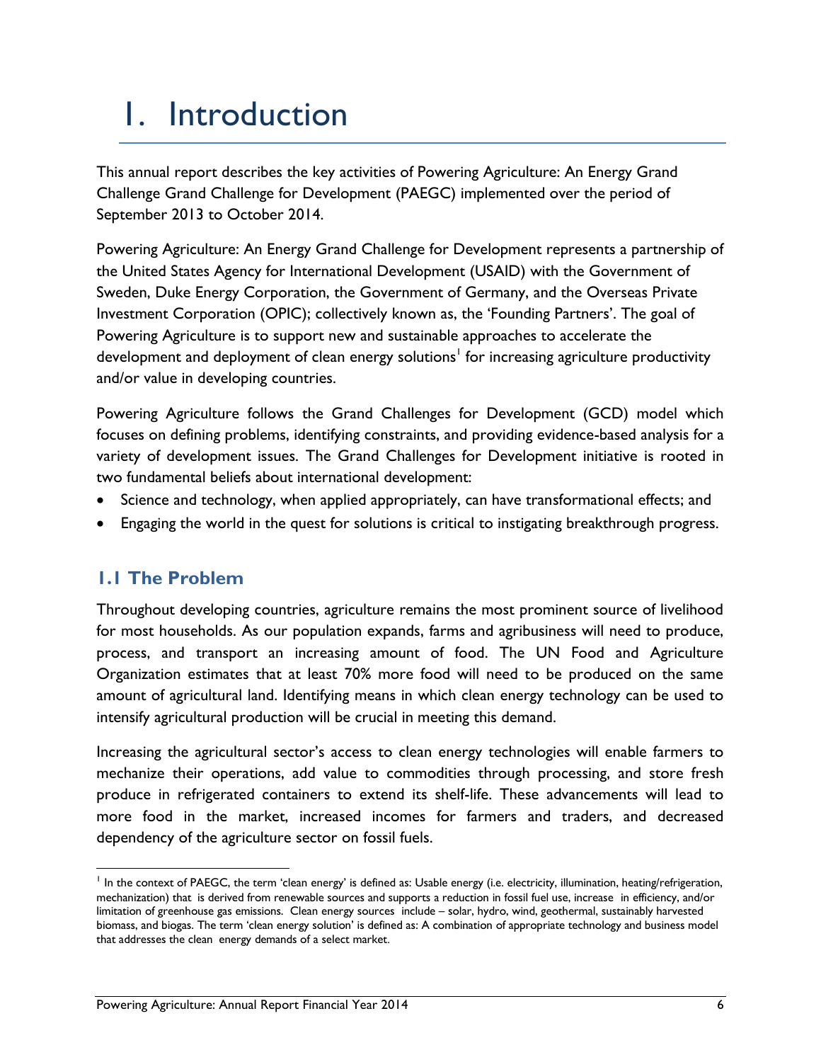# 1. Introduction

This annual report describes the key activities of Powering Agriculture: An Energy Grand Challenge Grand Challenge for Development (PAEGC) implemented over the period of September 2013 to October 2014.

Powering Agriculture: An Energy Grand Challenge for Development represents a partnership of the United States Agency for International Development (USAID) with the Government of Sweden, Duke Energy Corporation, the Government of Germany, and the Overseas Private Investment Corporation (OPIC); collectively known as, the 'Founding Partners'. The goal of Powering Agriculture is to support new and sustainable approaches to accelerate the development and deployment of clean energy solutions[1] for increasing agriculture productivity and/or value in developing countries.

Powering Agriculture follows the Grand Challenges for Development (GCD) model which focuses on defining problems, identifying constraints, and providing evidence-based analysis for a variety of development issues. The Grand Challenges for Development initiative is rooted in two fundamental beliefs about international development:

- Science and technology, when applied appropriately, can have transformational effects; and
- Engaging the world in the quest for solutions is critical to instigating breakthrough progress.

## 1.1 The Problem

Throughout developing countries, agriculture remains the most prominent source of livelihood for most households. As our population expands, farms and agribusiness will need to produce, process, and transport an increasing amount of food. The UN Food and Agriculture Organization estimates that at least 70% more food will need to be produced on the same amount of agricultural land. Identifying means in which clean energy technology can be used to intensify agricultural production will be crucial in meeting this demand.

Increasing the agricultural sector's access to clean energy technologies will enable farmers to mechanize their operations, add value to commodities through processing, and store fresh produce in refrigerated containers to extend its shelf-life. These advancements will lead to more food in the market, increased incomes for farmers and traders, and decreased dependency of the agriculture sector on fossil fuels.

[1] In the context of PAEGC, the term 'clean energy' is defined as: Usable energy (i.e. electricity, illumination, heating/refrigeration, mechanization) that is derived from renewable sources and supports a reduction in fossil fuel use, increase in efficiency, and/or limitation of greenhouse gas emissions. Clean energy sources include – solar, hydro, wind, geothermal, sustainably harvested biomass, and biogas. The term 'clean energy solution' is defined as: A combination of appropriate technology and business model that addresses the clean energy demands of a select market.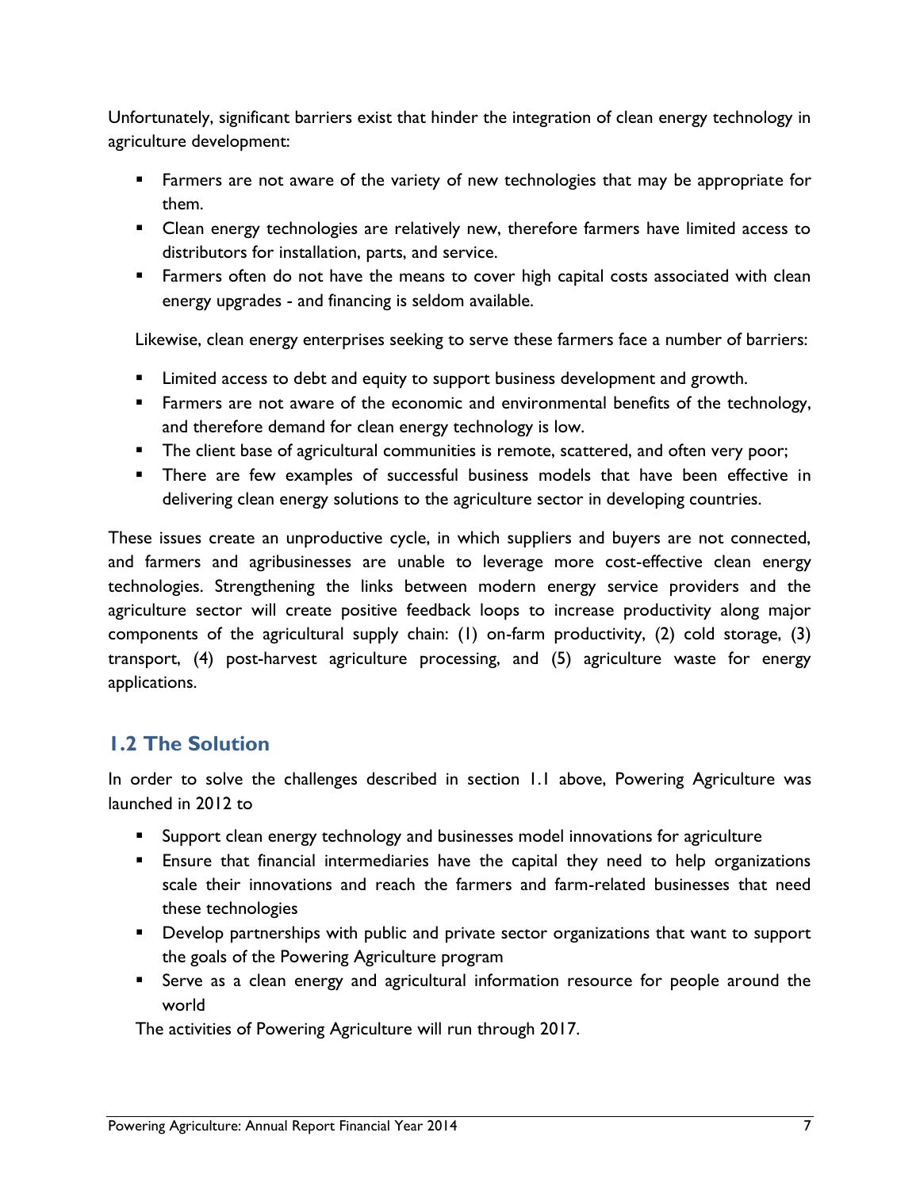Unfortunately, significant barriers exist that hinder the integration of clean energy technology in agriculture development:

- Farmers are not aware of the variety of new technologies that may be appropriate for them.
- Clean energy technologies are relatively new, therefore farmers have limited access to distributors for installation, parts, and service.
- Farmers often do not have the means to cover high capital costs associated with clean energy upgrades - and financing is seldom available.

Likewise, clean energy enterprises seeking to serve these farmers face a number of barriers:

- Limited access to debt and equity to support business development and growth.
- Farmers are not aware of the economic and environmental benefits of the technology, and therefore demand for clean energy technology is low.
- The client base of agricultural communities is remote, scattered, and often very poor;
- There are few examples of successful business models that have been effective in delivering clean energy solutions to the agriculture sector in developing countries.

These issues create an unproductive cycle, in which suppliers and buyers are not connected, and farmers and agribusinesses are unable to leverage more cost-effective clean energy technologies. Strengthening the links between modern energy service providers and the agriculture sector will create positive feedback loops to increase productivity along major components of the agricultural supply chain: (1) on-farm productivity, (2) cold storage, (3) transport, (4) post-harvest agriculture processing, and (5) agriculture waste for energy applications.

## 1.2 The Solution

In order to solve the challenges described in section 1.1 above, Powering Agriculture was launched in 2012 to

- Support clean energy technology and businesses model innovations for agriculture
- Ensure that financial intermediaries have the capital they need to help organizations scale their innovations and reach the farmers and farm-related businesses that need these technologies
- Develop partnerships with public and private sector organizations that want to support the goals of the Powering Agriculture program
- Serve as a clean energy and agricultural information resource for people around the world

The activities of Powering Agriculture will run through 2017.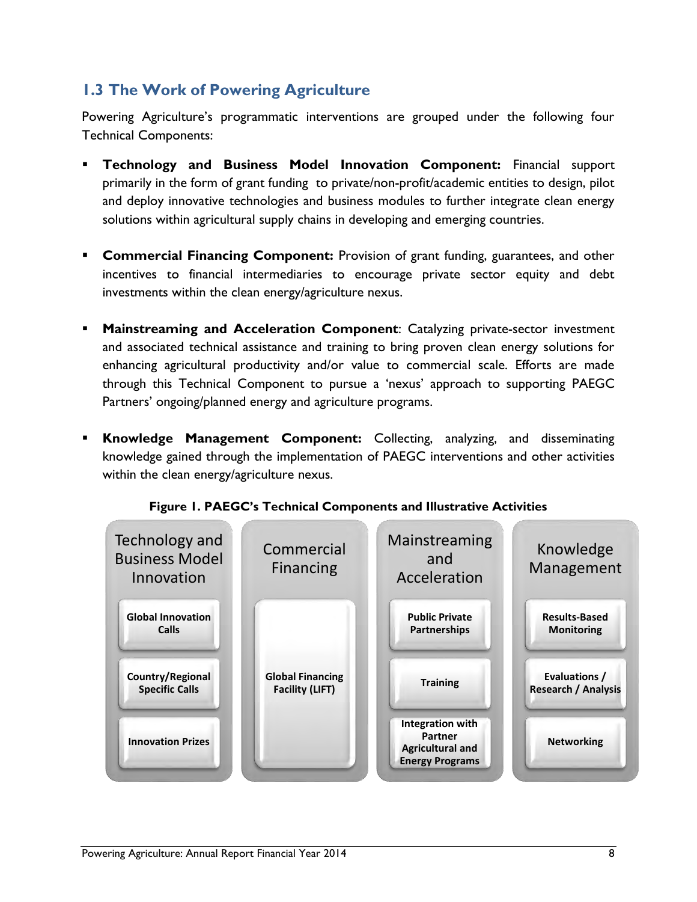## 1.3 The Work of Powering Agriculture

Powering Agriculture's programmatic interventions are grouped under the following four Technical Components:

- **Technology and Business Model Innovation Component:** Financial support primarily in the form of grant funding to private/non-profit/academic entities to design, pilot and deploy innovative technologies and business modules to further integrate clean energy solutions within agricultural supply chains in developing and emerging countries.

- **Commercial Financing Component:** Provision of grant funding, guarantees, and other incentives to financial intermediaries to encourage private sector equity and debt investments within the clean energy/agriculture nexus.

- **Mainstreaming and Acceleration Component**: Catalyzing private-sector investment and associated technical assistance and training to bring proven clean energy solutions for enhancing agricultural productivity and/or value to commercial scale. Efforts are made through this Technical Component to pursue a 'nexus' approach to supporting PAEGC Partners' ongoing/planned energy and agriculture programs.

- **Knowledge Management Component:** Collecting, analyzing, and disseminating knowledge gained through the implementation of PAEGC interventions and other activities within the clean energy/agriculture nexus.

**Figure 1. PAEGC's Technical Components and Illustrative Activities**

| Technology and Business Model Innovation | Commercial Financing | Mainstreaming and Acceleration | Knowledge Management |
|---|---|---|---|
| Global Innovation Calls | Global Financing Facility (LIFT) | Public Private Partnerships | Results-Based Monitoring |
| Country/Regional Specific Calls | | Training | Evaluations / Research / Analysis |
| Innovation Prizes | | Integration with Partner Agricultural and Energy Programs | Networking |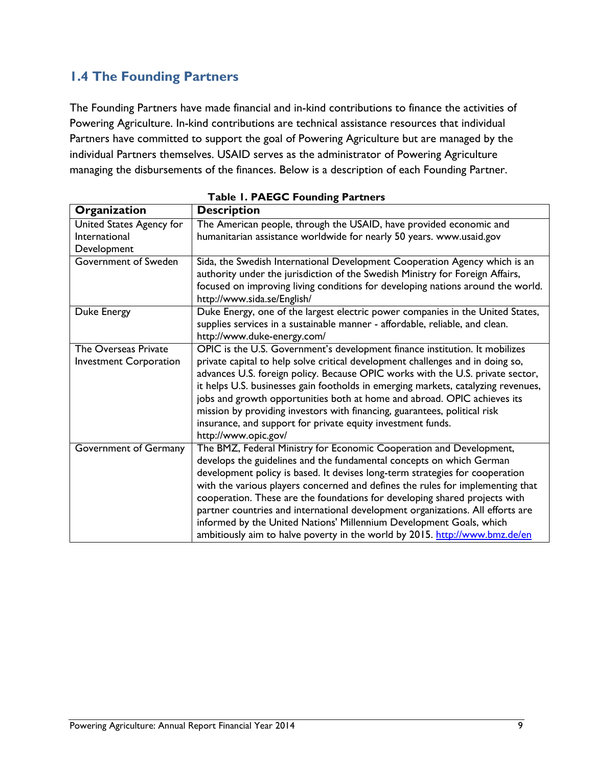## 1.4 The Founding Partners

The Founding Partners have made financial and in-kind contributions to finance the activities of Powering Agriculture. In-kind contributions are technical assistance resources that individual Partners have committed to support the goal of Powering Agriculture but are managed by the individual Partners themselves. USAID serves as the administrator of Powering Agriculture managing the disbursements of the finances. Below is a description of each Founding Partner.

**Table 1. PAEGC Founding Partners**

| Organization | Description |
| --- | --- |
| United States Agency for International Development | The American people, through the USAID, have provided economic and humanitarian assistance worldwide for nearly 50 years. www.usaid.gov |
| Government of Sweden | Sida, the Swedish International Development Cooperation Agency which is an authority under the jurisdiction of the Swedish Ministry for Foreign Affairs, focused on improving living conditions for developing nations around the world. http://www.sida.se/English/ |
| Duke Energy | Duke Energy, one of the largest electric power companies in the United States, supplies services in a sustainable manner - affordable, reliable, and clean. http://www.duke-energy.com/ |
| The Overseas Private Investment Corporation | OPIC is the U.S. Government's development finance institution. It mobilizes private capital to help solve critical development challenges and in doing so, advances U.S. foreign policy. Because OPIC works with the U.S. private sector, it helps U.S. businesses gain footholds in emerging markets, catalyzing revenues, jobs and growth opportunities both at home and abroad. OPIC achieves its mission by providing investors with financing, guarantees, political risk insurance, and support for private equity investment funds. http://www.opic.gov/ |
| Government of Germany | The BMZ, Federal Ministry for Economic Cooperation and Development, develops the guidelines and the fundamental concepts on which German development policy is based. It devises long-term strategies for cooperation with the various players concerned and defines the rules for implementing that cooperation. These are the foundations for developing shared projects with partner countries and international development organizations. All efforts are informed by the United Nations' Millennium Development Goals, which ambitiously aim to halve poverty in the world by 2015. http://www.bmz.de/en |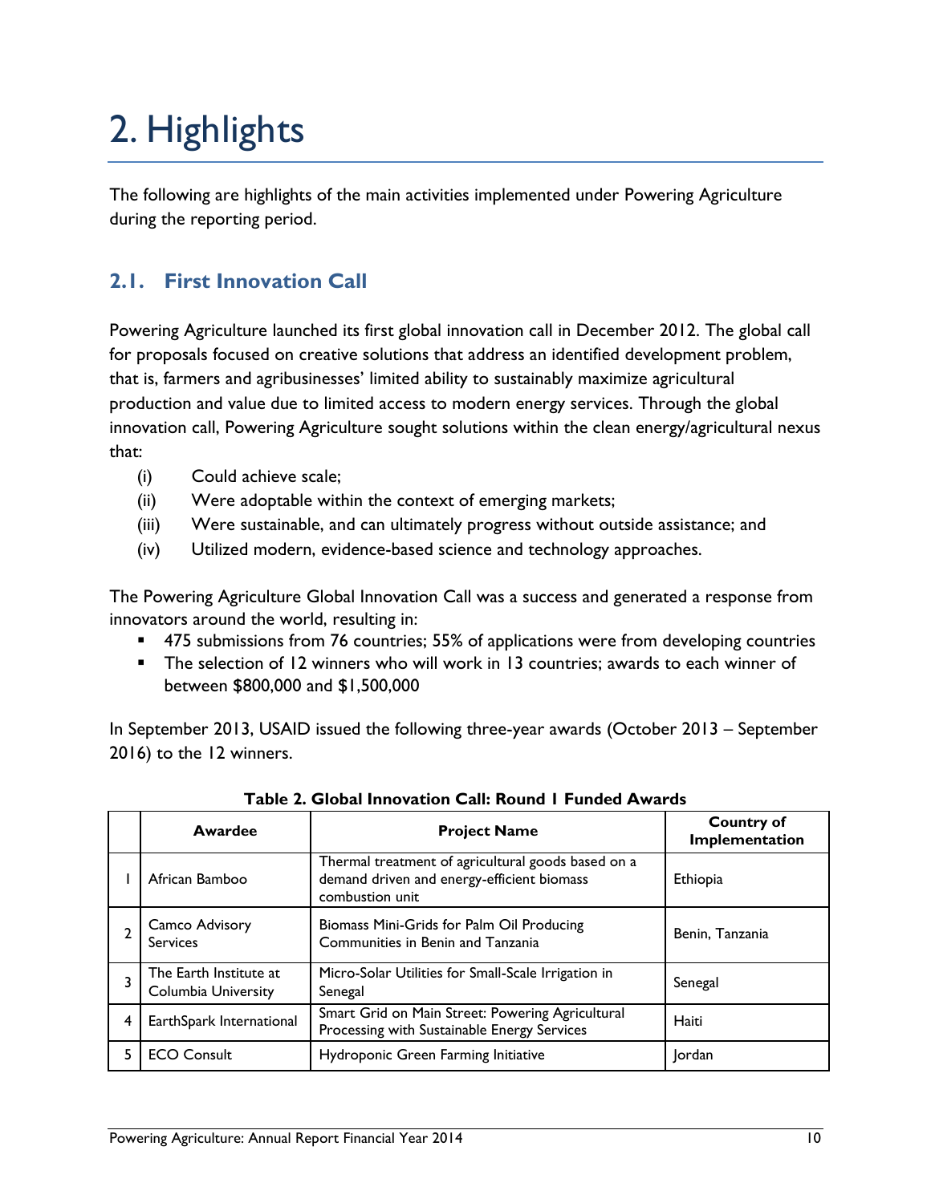# 2. Highlights

The following are highlights of the main activities implemented under Powering Agriculture during the reporting period.

## 2.1. First Innovation Call

Powering Agriculture launched its first global innovation call in December 2012. The global call for proposals focused on creative solutions that address an identified development problem, that is, farmers and agribusinesses' limited ability to sustainably maximize agricultural production and value due to limited access to modern energy services. Through the global innovation call, Powering Agriculture sought solutions within the clean energy/agricultural nexus that:

(i) Could achieve scale;
(ii) Were adoptable within the context of emerging markets;
(iii) Were sustainable, and can ultimately progress without outside assistance; and
(iv) Utilized modern, evidence-based science and technology approaches.

The Powering Agriculture Global Innovation Call was a success and generated a response from innovators around the world, resulting in:

- 475 submissions from 76 countries; 55% of applications were from developing countries
- The selection of 12 winners who will work in 13 countries; awards to each winner of between $800,000 and $1,500,000

In September 2013, USAID issued the following three-year awards (October 2013 – September 2016) to the 12 winners.

**Table 2. Global Innovation Call: Round 1 Funded Awards**

| | Awardee | Project Name | Country of Implementation |
|---|---|---|---|
| 1 | African Bamboo | Thermal treatment of agricultural goods based on a demand driven and energy-efficient biomass combustion unit | Ethiopia |
| 2 | Camco Advisory Services | Biomass Mini-Grids for Palm Oil Producing Communities in Benin and Tanzania | Benin, Tanzania |
| 3 | The Earth Institute at Columbia University | Micro-Solar Utilities for Small-Scale Irrigation in Senegal | Senegal |
| 4 | EarthSpark International | Smart Grid on Main Street: Powering Agricultural Processing with Sustainable Energy Services | Haiti |
| 5 | ECO Consult | Hydroponic Green Farming Initiative | Jordan |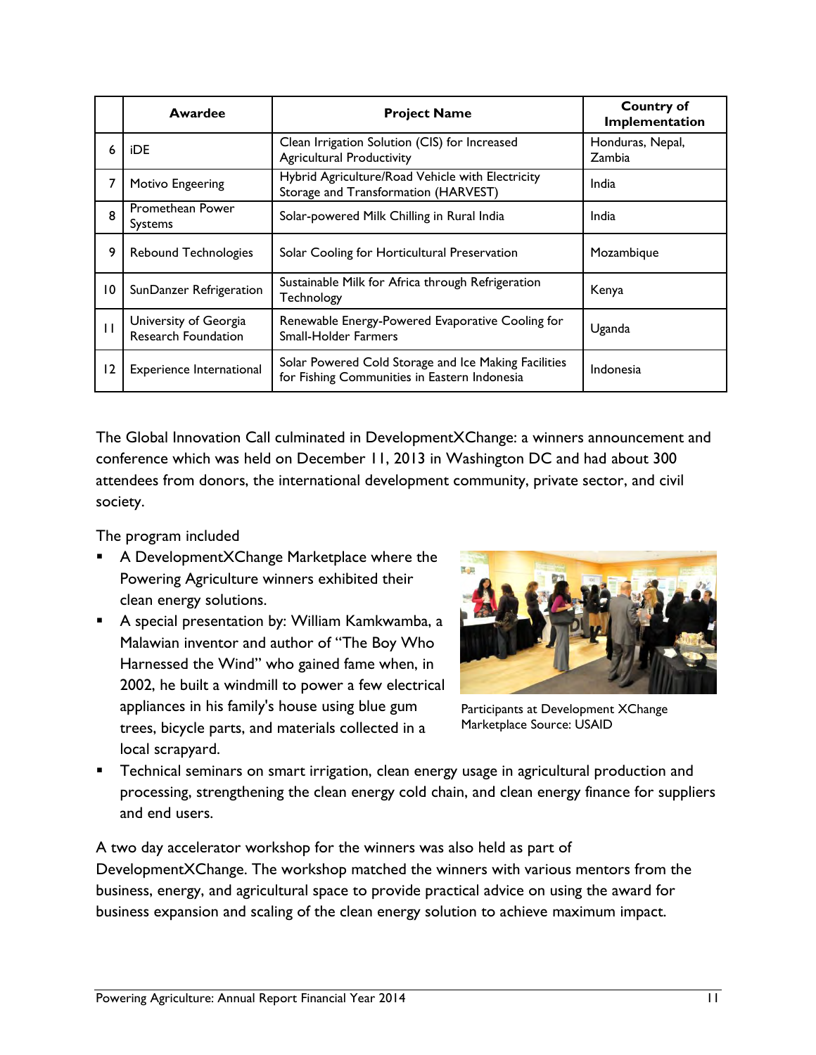| | Awardee | Project Name | Country of Implementation |
|---|---|---|---|
| 6 | iDE | Clean Irrigation Solution (CIS) for Increased Agricultural Productivity | Honduras, Nepal, Zambia |
| 7 | Motivo Engeering | Hybrid Agriculture/Road Vehicle with Electricity Storage and Transformation (HARVEST) | India |
| 8 | Promethean Power Systems | Solar-powered Milk Chilling in Rural India | India |
| 9 | Rebound Technologies | Solar Cooling for Horticultural Preservation | Mozambique |
| 10 | SunDanzer Refrigeration | Sustainable Milk for Africa through Refrigeration Technology | Kenya |
| 11 | University of Georgia Research Foundation | Renewable Energy-Powered Evaporative Cooling for Small-Holder Farmers | Uganda |
| 12 | Experience International | Solar Powered Cold Storage and Ice Making Facilities for Fishing Communities in Eastern Indonesia | Indonesia |

The Global Innovation Call culminated in DevelopmentXChange: a winners announcement and conference which was held on December 11, 2013 in Washington DC and had about 300 attendees from donors, the international development community, private sector, and civil society.

The program included

- A DevelopmentXChange Marketplace where the Powering Agriculture winners exhibited their clean energy solutions.
- A special presentation by: William Kamkwamba, a Malawian inventor and author of "The Boy Who Harnessed the Wind" who gained fame when, in 2002, he built a windmill to power a few electrical appliances in his family's house using blue gum trees, bicycle parts, and materials collected in a local scrapyard.
- Technical seminars on smart irrigation, clean energy usage in agricultural production and processing, strengthening the clean energy cold chain, and clean energy finance for suppliers and end users.

Participants at Development XChange Marketplace Source: USAID

A two day accelerator workshop for the winners was also held as part of DevelopmentXChange. The workshop matched the winners with various mentors from the business, energy, and agricultural space to provide practical advice on using the award for business expansion and scaling of the clean energy solution to achieve maximum impact.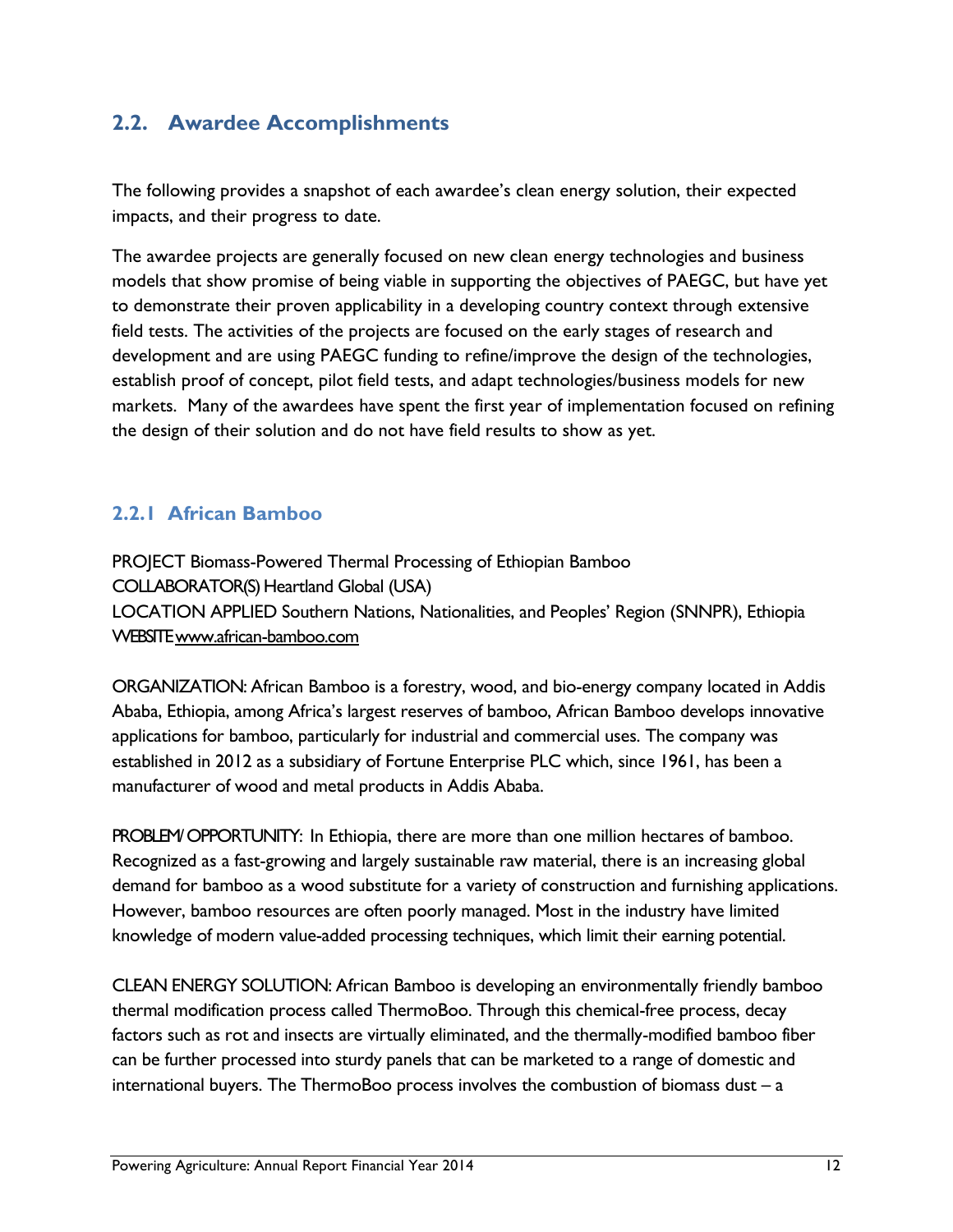## 2.2. Awardee Accomplishments

The following provides a snapshot of each awardee's clean energy solution, their expected impacts, and their progress to date.

The awardee projects are generally focused on new clean energy technologies and business models that show promise of being viable in supporting the objectives of PAEGC, but have yet to demonstrate their proven applicability in a developing country context through extensive field tests. The activities of the projects are focused on the early stages of research and development and are using PAEGC funding to refine/improve the design of the technologies, establish proof of concept, pilot field tests, and adapt technologies/business models for new markets. Many of the awardees have spent the first year of implementation focused on refining the design of their solution and do not have field results to show as yet.

### 2.2.1 African Bamboo

PROJECT Biomass-Powered Thermal Processing of Ethiopian Bamboo
COLLABORATOR(S) Heartland Global (USA)
LOCATION APPLIED Southern Nations, Nationalities, and Peoples' Region (SNNPR), Ethiopia
WEBSITE www.african-bamboo.com

ORGANIZATION: African Bamboo is a forestry, wood, and bio-energy company located in Addis Ababa, Ethiopia, among Africa's largest reserves of bamboo, African Bamboo develops innovative applications for bamboo, particularly for industrial and commercial uses. The company was established in 2012 as a subsidiary of Fortune Enterprise PLC which, since 1961, has been a manufacturer of wood and metal products in Addis Ababa.

PROBLEM/OPPORTUNITY: In Ethiopia, there are more than one million hectares of bamboo. Recognized as a fast-growing and largely sustainable raw material, there is an increasing global demand for bamboo as a wood substitute for a variety of construction and furnishing applications. However, bamboo resources are often poorly managed. Most in the industry have limited knowledge of modern value-added processing techniques, which limit their earning potential.

CLEAN ENERGY SOLUTION: African Bamboo is developing an environmentally friendly bamboo thermal modification process called ThermoBoo. Through this chemical-free process, decay factors such as rot and insects are virtually eliminated, and the thermally-modified bamboo fiber can be further processed into sturdy panels that can be marketed to a range of domestic and international buyers. The ThermoBoo process involves the combustion of biomass dust – a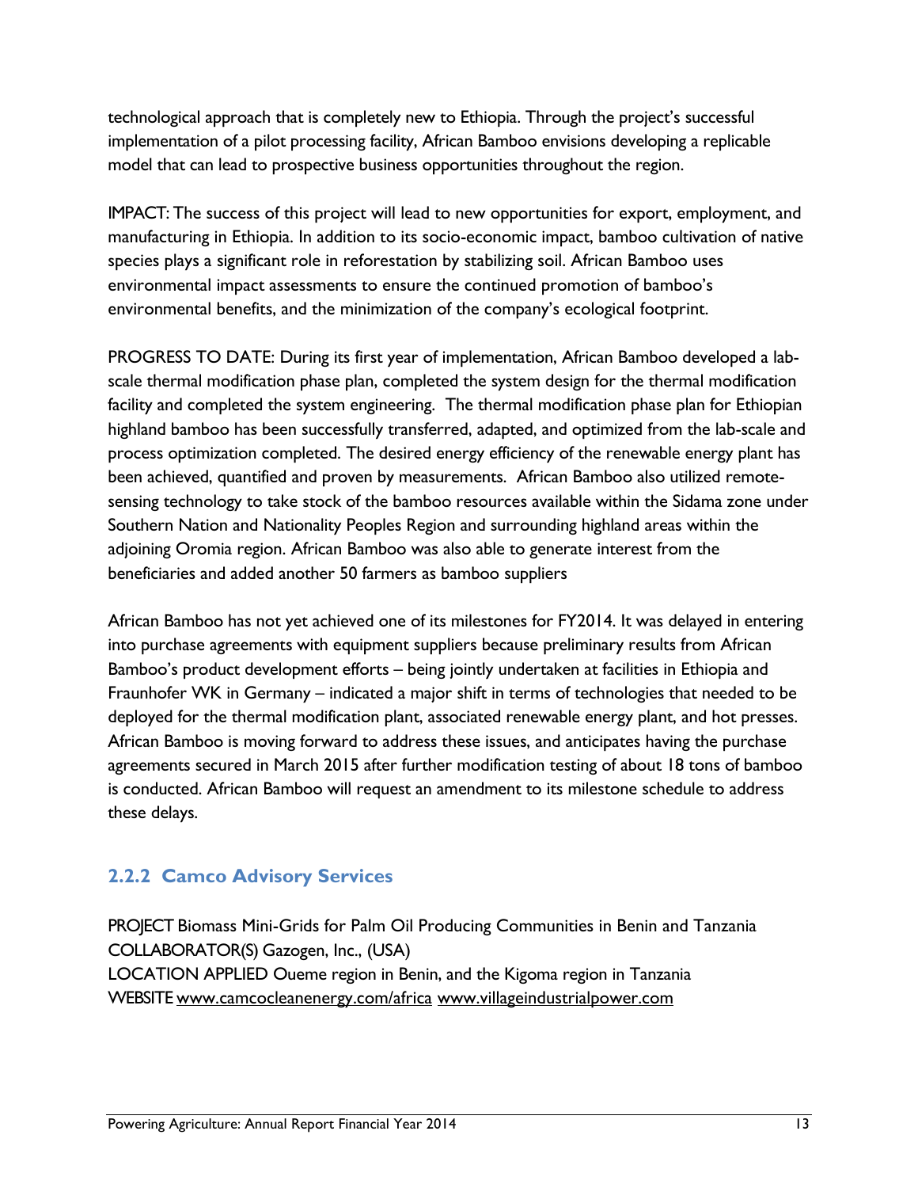technological approach that is completely new to Ethiopia. Through the project's successful implementation of a pilot processing facility, African Bamboo envisions developing a replicable model that can lead to prospective business opportunities throughout the region.

IMPACT: The success of this project will lead to new opportunities for export, employment, and manufacturing in Ethiopia. In addition to its socio-economic impact, bamboo cultivation of native species plays a significant role in reforestation by stabilizing soil. African Bamboo uses environmental impact assessments to ensure the continued promotion of bamboo's environmental benefits, and the minimization of the company's ecological footprint.

PROGRESS TO DATE: During its first year of implementation, African Bamboo developed a lab-scale thermal modification phase plan, completed the system design for the thermal modification facility and completed the system engineering. The thermal modification phase plan for Ethiopian highland bamboo has been successfully transferred, adapted, and optimized from the lab-scale and process optimization completed. The desired energy efficiency of the renewable energy plant has been achieved, quantified and proven by measurements. African Bamboo also utilized remote-sensing technology to take stock of the bamboo resources available within the Sidama zone under Southern Nation and Nationality Peoples Region and surrounding highland areas within the adjoining Oromia region. African Bamboo was also able to generate interest from the beneficiaries and added another 50 farmers as bamboo suppliers

African Bamboo has not yet achieved one of its milestones for FY2014. It was delayed in entering into purchase agreements with equipment suppliers because preliminary results from African Bamboo's product development efforts – being jointly undertaken at facilities in Ethiopia and Fraunhofer WK in Germany – indicated a major shift in terms of technologies that needed to be deployed for the thermal modification plant, associated renewable energy plant, and hot presses. African Bamboo is moving forward to address these issues, and anticipates having the purchase agreements secured in March 2015 after further modification testing of about 18 tons of bamboo is conducted. African Bamboo will request an amendment to its milestone schedule to address these delays.

### 2.2.2 Camco Advisory Services

PROJECT Biomass Mini-Grids for Palm Oil Producing Communities in Benin and Tanzania
COLLABORATOR(S) Gazogen, Inc., (USA)
LOCATION APPLIED Oueme region in Benin, and the Kigoma region in Tanzania
WEBSITE www.camcocleanenergy.com/africa www.villageindustrialpower.com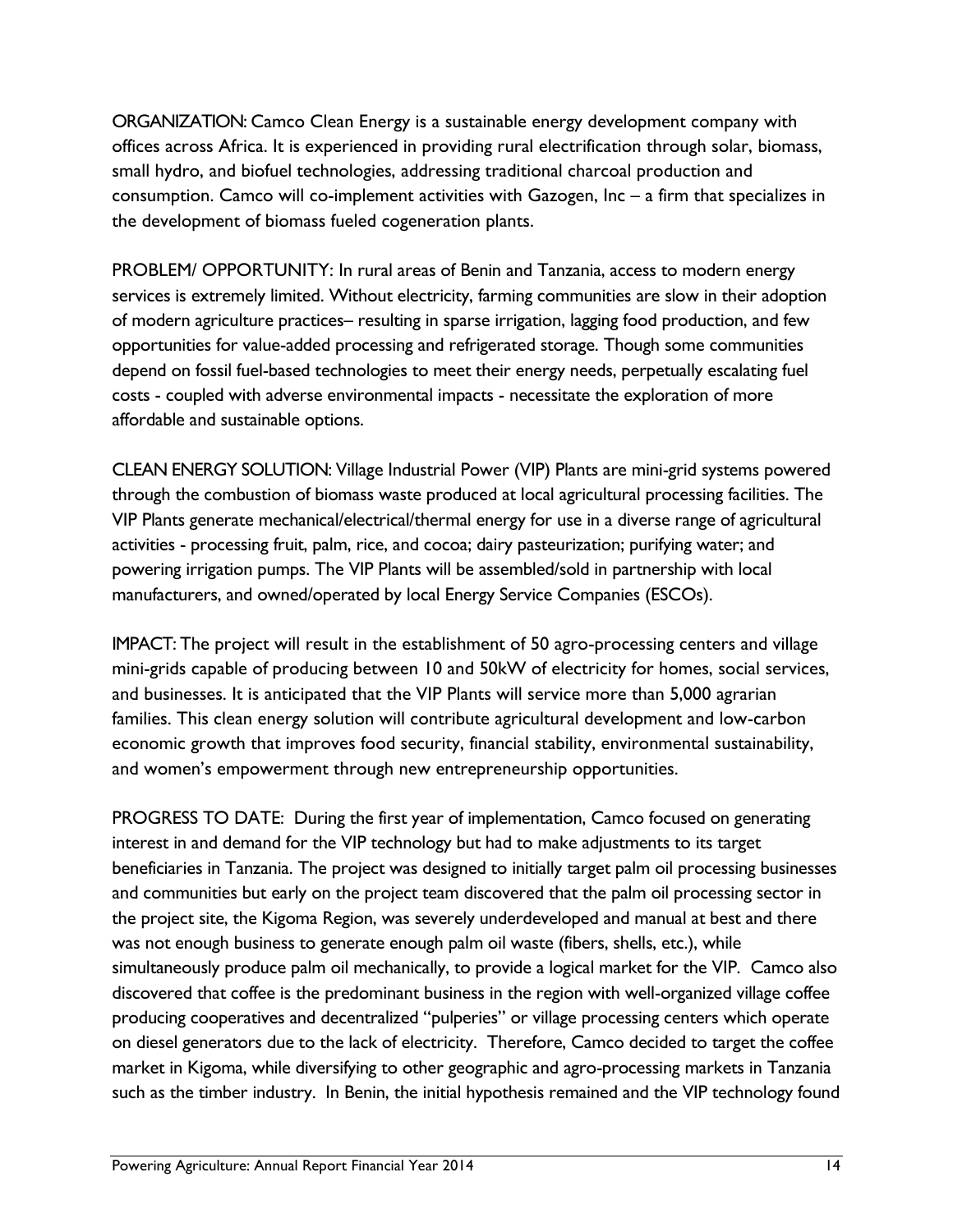ORGANIZATION: Camco Clean Energy is a sustainable energy development company with offices across Africa. It is experienced in providing rural electrification through solar, biomass, small hydro, and biofuel technologies, addressing traditional charcoal production and consumption. Camco will co-implement activities with Gazogen, Inc – a firm that specializes in the development of biomass fueled cogeneration plants.

PROBLEM/ OPPORTUNITY: In rural areas of Benin and Tanzania, access to modern energy services is extremely limited. Without electricity, farming communities are slow in their adoption of modern agriculture practices– resulting in sparse irrigation, lagging food production, and few opportunities for value-added processing and refrigerated storage. Though some communities depend on fossil fuel-based technologies to meet their energy needs, perpetually escalating fuel costs - coupled with adverse environmental impacts - necessitate the exploration of more affordable and sustainable options.

CLEAN ENERGY SOLUTION: Village Industrial Power (VIP) Plants are mini-grid systems powered through the combustion of biomass waste produced at local agricultural processing facilities. The VIP Plants generate mechanical/electrical/thermal energy for use in a diverse range of agricultural activities - processing fruit, palm, rice, and cocoa; dairy pasteurization; purifying water; and powering irrigation pumps. The VIP Plants will be assembled/sold in partnership with local manufacturers, and owned/operated by local Energy Service Companies (ESCOs).

IMPACT: The project will result in the establishment of 50 agro-processing centers and village mini-grids capable of producing between 10 and 50kW of electricity for homes, social services, and businesses. It is anticipated that the VIP Plants will service more than 5,000 agrarian families. This clean energy solution will contribute agricultural development and low-carbon economic growth that improves food security, financial stability, environmental sustainability, and women's empowerment through new entrepreneurship opportunities.

PROGRESS TO DATE: During the first year of implementation, Camco focused on generating interest in and demand for the VIP technology but had to make adjustments to its target beneficiaries in Tanzania. The project was designed to initially target palm oil processing businesses and communities but early on the project team discovered that the palm oil processing sector in the project site, the Kigoma Region, was severely underdeveloped and manual at best and there was not enough business to generate enough palm oil waste (fibers, shells, etc.), while simultaneously produce palm oil mechanically, to provide a logical market for the VIP. Camco also discovered that coffee is the predominant business in the region with well-organized village coffee producing cooperatives and decentralized "pulperies" or village processing centers which operate on diesel generators due to the lack of electricity. Therefore, Camco decided to target the coffee market in Kigoma, while diversifying to other geographic and agro-processing markets in Tanzania such as the timber industry. In Benin, the initial hypothesis remained and the VIP technology found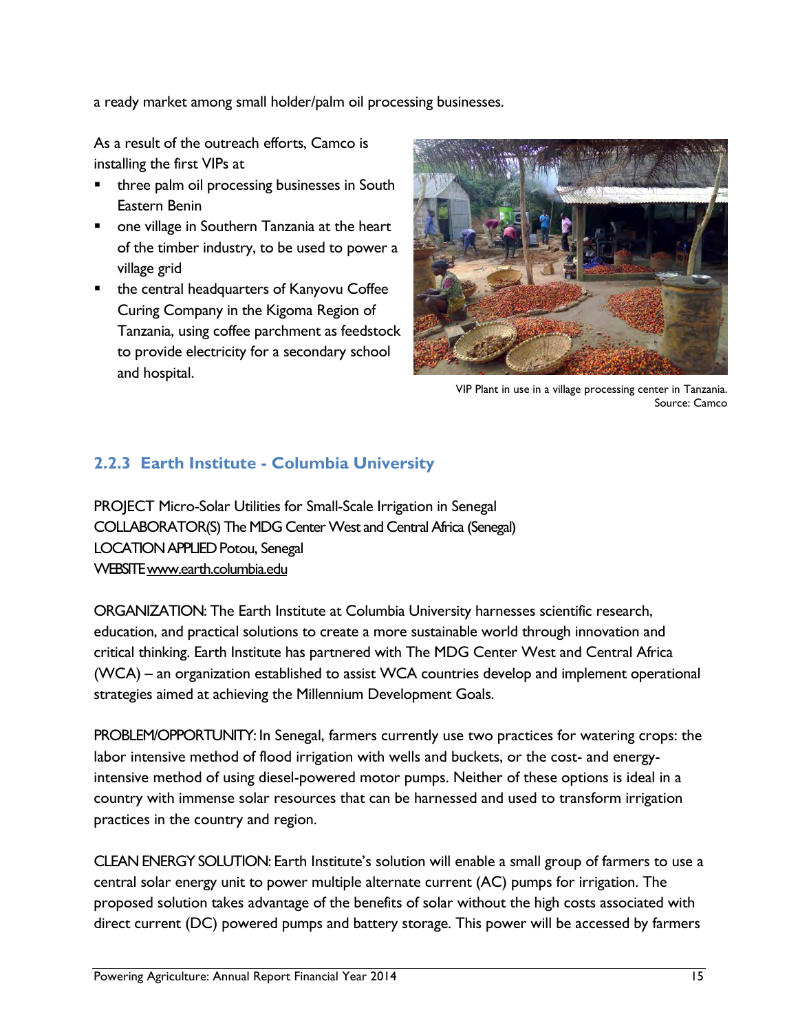a ready market among small holder/palm oil processing businesses.

As a result of the outreach efforts, Camco is installing the first VIPs at

- three palm oil processing businesses in South Eastern Benin
- one village in Southern Tanzania at the heart of the timber industry, to be used to power a village grid
- the central headquarters of Kanyovu Coffee Curing Company in the Kigoma Region of Tanzania, using coffee parchment as feedstock to provide electricity for a secondary school and hospital.

VIP Plant in use in a village processing center in Tanzania. Source: Camco

### 2.2.3 Earth Institute - Columbia University

PROJECT Micro-Solar Utilities for Small-Scale Irrigation in Senegal
COLLABORATOR(S) The MDG Center West and Central Africa (Senegal)
LOCATION APPLIED Potou, Senegal
WEBSITE www.earth.columbia.edu

ORGANIZATION: The Earth Institute at Columbia University harnesses scientific research, education, and practical solutions to create a more sustainable world through innovation and critical thinking. Earth Institute has partnered with The MDG Center West and Central Africa (WCA) – an organization established to assist WCA countries develop and implement operational strategies aimed at achieving the Millennium Development Goals.

PROBLEM/OPPORTUNITY: In Senegal, farmers currently use two practices for watering crops: the labor intensive method of flood irrigation with wells and buckets, or the cost- and energy-intensive method of using diesel-powered motor pumps. Neither of these options is ideal in a country with immense solar resources that can be harnessed and used to transform irrigation practices in the country and region.

CLEAN ENERGY SOLUTION: Earth Institute's solution will enable a small group of farmers to use a central solar energy unit to power multiple alternate current (AC) pumps for irrigation. The proposed solution takes advantage of the benefits of solar without the high costs associated with direct current (DC) powered pumps and battery storage. This power will be accessed by farmers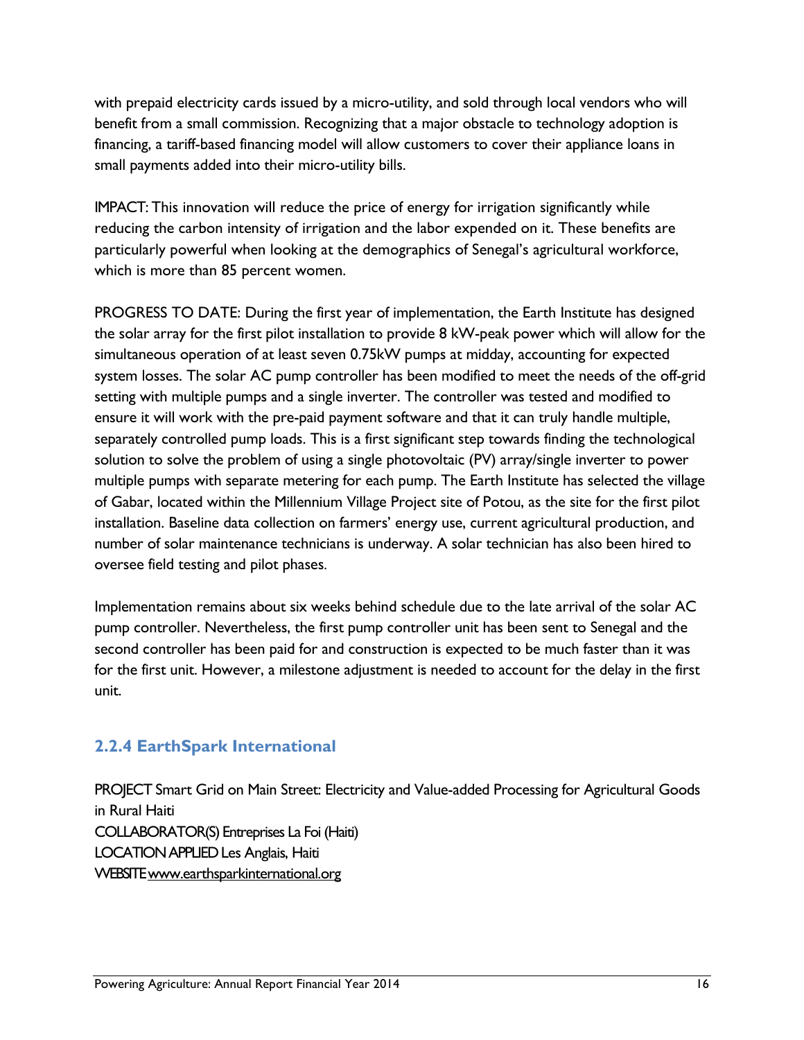with prepaid electricity cards issued by a micro-utility, and sold through local vendors who will benefit from a small commission. Recognizing that a major obstacle to technology adoption is financing, a tariff-based financing model will allow customers to cover their appliance loans in small payments added into their micro-utility bills.

IMPACT: This innovation will reduce the price of energy for irrigation significantly while reducing the carbon intensity of irrigation and the labor expended on it. These benefits are particularly powerful when looking at the demographics of Senegal's agricultural workforce, which is more than 85 percent women.

PROGRESS TO DATE: During the first year of implementation, the Earth Institute has designed the solar array for the first pilot installation to provide 8 kW-peak power which will allow for the simultaneous operation of at least seven 0.75kW pumps at midday, accounting for expected system losses. The solar AC pump controller has been modified to meet the needs of the off-grid setting with multiple pumps and a single inverter. The controller was tested and modified to ensure it will work with the pre-paid payment software and that it can truly handle multiple, separately controlled pump loads. This is a first significant step towards finding the technological solution to solve the problem of using a single photovoltaic (PV) array/single inverter to power multiple pumps with separate metering for each pump. The Earth Institute has selected the village of Gabar, located within the Millennium Village Project site of Potou, as the site for the first pilot installation. Baseline data collection on farmers' energy use, current agricultural production, and number of solar maintenance technicians is underway. A solar technician has also been hired to oversee field testing and pilot phases.

Implementation remains about six weeks behind schedule due to the late arrival of the solar AC pump controller. Nevertheless, the first pump controller unit has been sent to Senegal and the second controller has been paid for and construction is expected to be much faster than it was for the first unit. However, a milestone adjustment is needed to account for the delay in the first unit.

### 2.2.4 EarthSpark International

PROJECT Smart Grid on Main Street: Electricity and Value-added Processing for Agricultural Goods in Rural Haiti
COLLABORATOR(S) Entreprises La Foi (Haiti)
LOCATION APPLIED Les Anglais, Haiti
WEBSITE www.earthsparkinternational.org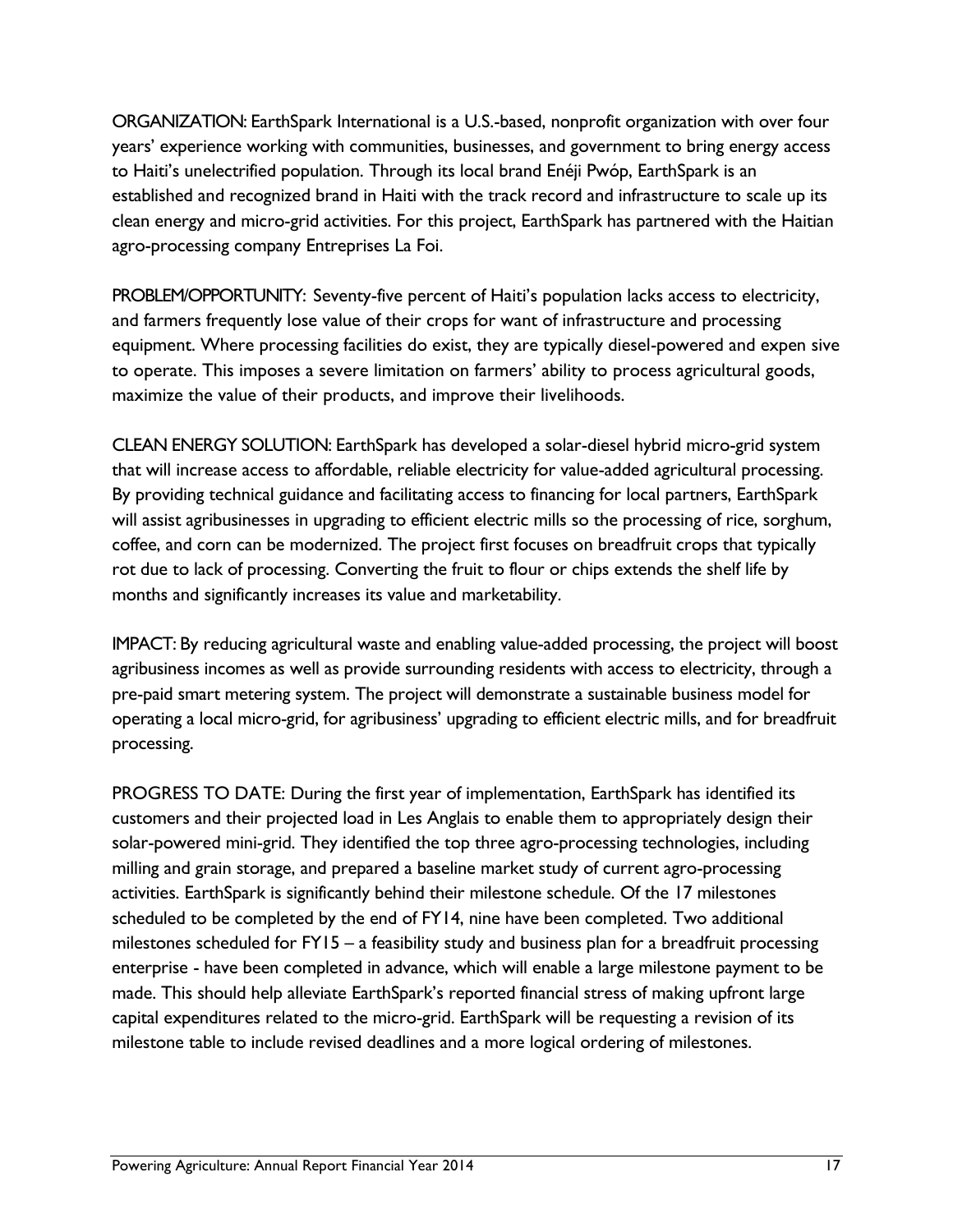ORGANIZATION: EarthSpark International is a U.S.-based, nonprofit organization with over four years' experience working with communities, businesses, and government to bring energy access to Haiti's unelectrified population. Through its local brand Enéji Pwóp, EarthSpark is an established and recognized brand in Haiti with the track record and infrastructure to scale up its clean energy and micro-grid activities. For this project, EarthSpark has partnered with the Haitian agro-processing company Entreprises La Foi.

PROBLEM/OPPORTUNITY: Seventy-five percent of Haiti's population lacks access to electricity, and farmers frequently lose value of their crops for want of infrastructure and processing equipment. Where processing facilities do exist, they are typically diesel-powered and expen sive to operate. This imposes a severe limitation on farmers' ability to process agricultural goods, maximize the value of their products, and improve their livelihoods.

CLEAN ENERGY SOLUTION: EarthSpark has developed a solar-diesel hybrid micro-grid system that will increase access to affordable, reliable electricity for value-added agricultural processing. By providing technical guidance and facilitating access to financing for local partners, EarthSpark will assist agribusinesses in upgrading to efficient electric mills so the processing of rice, sorghum, coffee, and corn can be modernized. The project first focuses on breadfruit crops that typically rot due to lack of processing. Converting the fruit to flour or chips extends the shelf life by months and significantly increases its value and marketability.

IMPACT: By reducing agricultural waste and enabling value-added processing, the project will boost agribusiness incomes as well as provide surrounding residents with access to electricity, through a pre-paid smart metering system. The project will demonstrate a sustainable business model for operating a local micro-grid, for agribusiness' upgrading to efficient electric mills, and for breadfruit processing.

PROGRESS TO DATE: During the first year of implementation, EarthSpark has identified its customers and their projected load in Les Anglais to enable them to appropriately design their solar-powered mini-grid. They identified the top three agro-processing technologies, including milling and grain storage, and prepared a baseline market study of current agro-processing activities. EarthSpark is significantly behind their milestone schedule. Of the 17 milestones scheduled to be completed by the end of FY14, nine have been completed. Two additional milestones scheduled for FY15 – a feasibility study and business plan for a breadfruit processing enterprise - have been completed in advance, which will enable a large milestone payment to be made. This should help alleviate EarthSpark's reported financial stress of making upfront large capital expenditures related to the micro-grid. EarthSpark will be requesting a revision of its milestone table to include revised deadlines and a more logical ordering of milestones.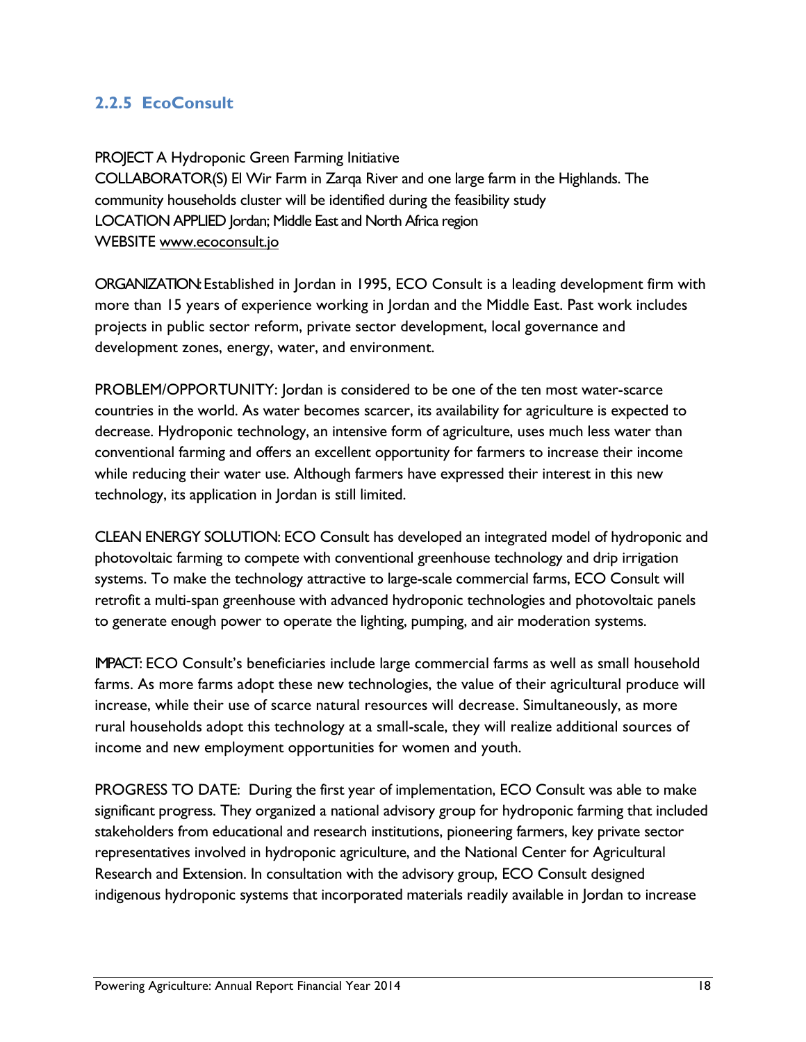### 2.2.5 EcoConsult

PROJECT A Hydroponic Green Farming Initiative
COLLABORATOR(S) El Wir Farm in Zarqa River and one large farm in the Highlands. The community households cluster will be identified during the feasibility study
LOCATION APPLIED Jordan; Middle East and North Africa region
WEBSITE www.ecoconsult.jo

ORGANIZATION: Established in Jordan in 1995, ECO Consult is a leading development firm with more than 15 years of experience working in Jordan and the Middle East. Past work includes projects in public sector reform, private sector development, local governance and development zones, energy, water, and environment.

PROBLEM/OPPORTUNITY: Jordan is considered to be one of the ten most water-scarce countries in the world. As water becomes scarcer, its availability for agriculture is expected to decrease. Hydroponic technology, an intensive form of agriculture, uses much less water than conventional farming and offers an excellent opportunity for farmers to increase their income while reducing their water use. Although farmers have expressed their interest in this new technology, its application in Jordan is still limited.

CLEAN ENERGY SOLUTION: ECO Consult has developed an integrated model of hydroponic and photovoltaic farming to compete with conventional greenhouse technology and drip irrigation systems. To make the technology attractive to large-scale commercial farms, ECO Consult will retrofit a multi-span greenhouse with advanced hydroponic technologies and photovoltaic panels to generate enough power to operate the lighting, pumping, and air moderation systems.

IMPACT: ECO Consult's beneficiaries include large commercial farms as well as small household farms. As more farms adopt these new technologies, the value of their agricultural produce will increase, while their use of scarce natural resources will decrease. Simultaneously, as more rural households adopt this technology at a small-scale, they will realize additional sources of income and new employment opportunities for women and youth.

PROGRESS TO DATE: During the first year of implementation, ECO Consult was able to make significant progress. They organized a national advisory group for hydroponic farming that included stakeholders from educational and research institutions, pioneering farmers, key private sector representatives involved in hydroponic agriculture, and the National Center for Agricultural Research and Extension. In consultation with the advisory group, ECO Consult designed indigenous hydroponic systems that incorporated materials readily available in Jordan to increase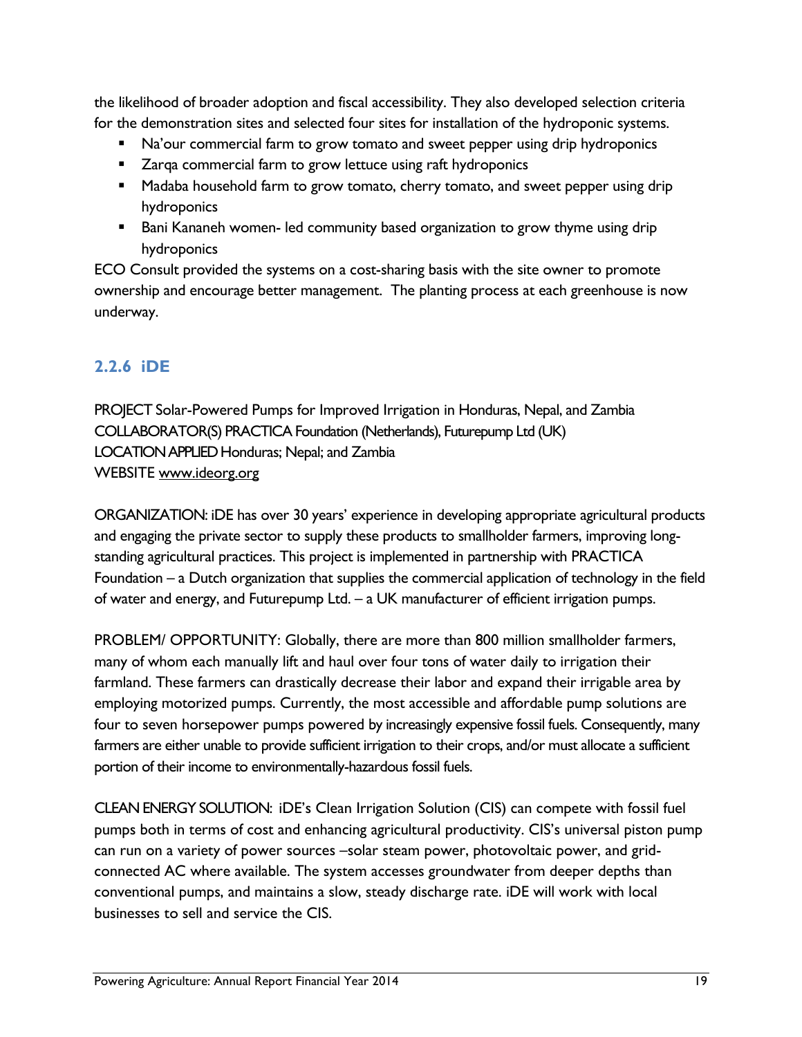the likelihood of broader adoption and fiscal accessibility. They also developed selection criteria for the demonstration sites and selected four sites for installation of the hydroponic systems.

- Na'our commercial farm to grow tomato and sweet pepper using drip hydroponics
- Zarqa commercial farm to grow lettuce using raft hydroponics
- Madaba household farm to grow tomato, cherry tomato, and sweet pepper using drip hydroponics
- Bani Kananeh women- led community based organization to grow thyme using drip hydroponics

ECO Consult provided the systems on a cost-sharing basis with the site owner to promote ownership and encourage better management. The planting process at each greenhouse is now underway.

### 2.2.6 iDE

PROJECT Solar-Powered Pumps for Improved Irrigation in Honduras, Nepal, and Zambia
COLLABORATOR(S) PRACTICA Foundation (Netherlands), Futurepump Ltd (UK)
LOCATION APPLIED Honduras; Nepal; and Zambia
WEBSITE www.ideorg.org

ORGANIZATION: iDE has over 30 years' experience in developing appropriate agricultural products and engaging the private sector to supply these products to smallholder farmers, improving long-standing agricultural practices. This project is implemented in partnership with PRACTICA Foundation – a Dutch organization that supplies the commercial application of technology in the field of water and energy, and Futurepump Ltd. – a UK manufacturer of efficient irrigation pumps.

PROBLEM/ OPPORTUNITY: Globally, there are more than 800 million smallholder farmers, many of whom each manually lift and haul over four tons of water daily to irrigation their farmland. These farmers can drastically decrease their labor and expand their irrigable area by employing motorized pumps. Currently, the most accessible and affordable pump solutions are four to seven horsepower pumps powered by increasingly expensive fossil fuels. Consequently, many farmers are either unable to provide sufficient irrigation to their crops, and/or must allocate a sufficient portion of their income to environmentally-hazardous fossil fuels.

CLEAN ENERGY SOLUTION: iDE's Clean Irrigation Solution (CIS) can compete with fossil fuel pumps both in terms of cost and enhancing agricultural productivity. CIS's universal piston pump can run on a variety of power sources –solar steam power, photovoltaic power, and grid-connected AC where available. The system accesses groundwater from deeper depths than conventional pumps, and maintains a slow, steady discharge rate. iDE will work with local businesses to sell and service the CIS.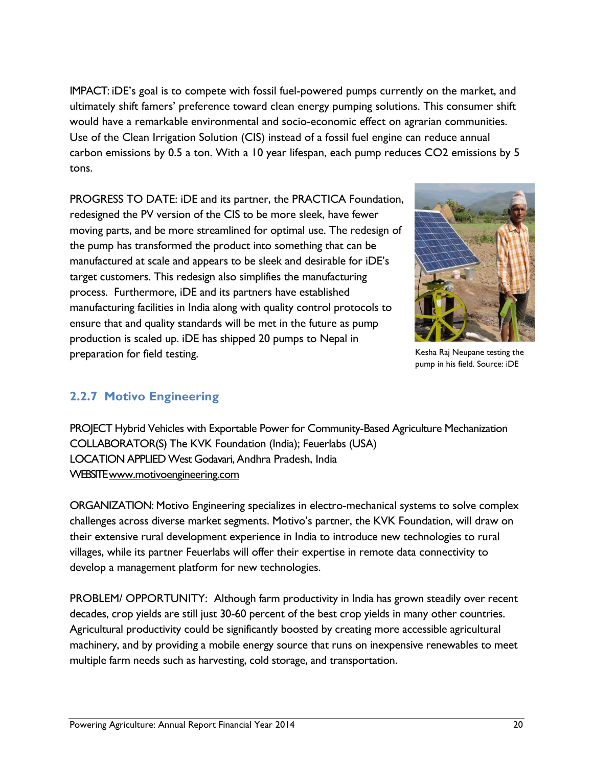IMPACT: iDE's goal is to compete with fossil fuel-powered pumps currently on the market, and ultimately shift famers' preference toward clean energy pumping solutions. This consumer shift would have a remarkable environmental and socio-economic effect on agrarian communities. Use of the Clean Irrigation Solution (CIS) instead of a fossil fuel engine can reduce annual carbon emissions by 0.5 a ton. With a 10 year lifespan, each pump reduces $CO_2$ emissions by 5 tons.

PROGRESS TO DATE: iDE and its partner, the PRACTICA Foundation, redesigned the PV version of the CIS to be more sleek, have fewer moving parts, and be more streamlined for optimal use. The redesign of the pump has transformed the product into something that can be manufactured at scale and appears to be sleek and desirable for iDE's target customers. This redesign also simplifies the manufacturing process. Furthermore, iDE and its partners have established manufacturing facilities in India along with quality control protocols to ensure that and quality standards will be met in the future as pump production is scaled up. iDE has shipped 20 pumps to Nepal in preparation for field testing.

Kesha Raj Neupane testing the pump in his field. Source: iDE

### 2.2.7 Motivo Engineering

PROJECT Hybrid Vehicles with Exportable Power for Community-Based Agriculture Mechanization
COLLABORATOR(S) The KVK Foundation (India); Feuerlabs (USA)
LOCATION APPLIED West Godavari, Andhra Pradesh, India
WEBSITE www.motivoengineering.com

ORGANIZATION: Motivo Engineering specializes in electro-mechanical systems to solve complex challenges across diverse market segments. Motivo's partner, the KVK Foundation, will draw on their extensive rural development experience in India to introduce new technologies to rural villages, while its partner Feuerlabs will offer their expertise in remote data connectivity to develop a management platform for new technologies.

PROBLEM/ OPPORTUNITY: Although farm productivity in India has grown steadily over recent decades, crop yields are still just 30-60 percent of the best crop yields in many other countries. Agricultural productivity could be significantly boosted by creating more accessible agricultural machinery, and by providing a mobile energy source that runs on inexpensive renewables to meet multiple farm needs such as harvesting, cold storage, and transportation.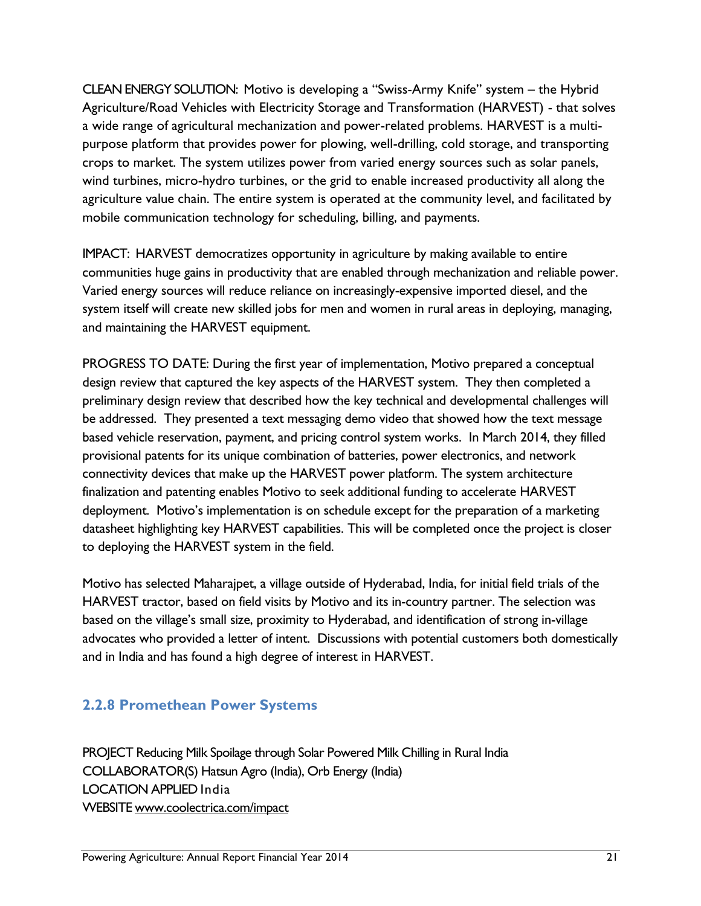CLEAN ENERGY SOLUTION: Motivo is developing a "Swiss-Army Knife" system – the Hybrid Agriculture/Road Vehicles with Electricity Storage and Transformation (HARVEST) - that solves a wide range of agricultural mechanization and power-related problems. HARVEST is a multi-purpose platform that provides power for plowing, well-drilling, cold storage, and transporting crops to market. The system utilizes power from varied energy sources such as solar panels, wind turbines, micro-hydro turbines, or the grid to enable increased productivity all along the agriculture value chain. The entire system is operated at the community level, and facilitated by mobile communication technology for scheduling, billing, and payments.

IMPACT: HARVEST democratizes opportunity in agriculture by making available to entire communities huge gains in productivity that are enabled through mechanization and reliable power. Varied energy sources will reduce reliance on increasingly-expensive imported diesel, and the system itself will create new skilled jobs for men and women in rural areas in deploying, managing, and maintaining the HARVEST equipment.

PROGRESS TO DATE: During the first year of implementation, Motivo prepared a conceptual design review that captured the key aspects of the HARVEST system. They then completed a preliminary design review that described how the key technical and developmental challenges will be addressed. They presented a text messaging demo video that showed how the text message based vehicle reservation, payment, and pricing control system works. In March 2014, they filled provisional patents for its unique combination of batteries, power electronics, and network connectivity devices that make up the HARVEST power platform. The system architecture finalization and patenting enables Motivo to seek additional funding to accelerate HARVEST deployment. Motivo's implementation is on schedule except for the preparation of a marketing datasheet highlighting key HARVEST capabilities. This will be completed once the project is closer to deploying the HARVEST system in the field.

Motivo has selected Maharajpet, a village outside of Hyderabad, India, for initial field trials of the HARVEST tractor, based on field visits by Motivo and its in-country partner. The selection was based on the village's small size, proximity to Hyderabad, and identification of strong in-village advocates who provided a letter of intent. Discussions with potential customers both domestically and in India and has found a high degree of interest in HARVEST.

### 2.2.8 Promethean Power Systems

PROJECT Reducing Milk Spoilage through Solar Powered Milk Chilling in Rural India
COLLABORATOR(S) Hatsun Agro (India), Orb Energy (India)
LOCATION APPLIED India
WEBSITE www.coolectrica.com/impact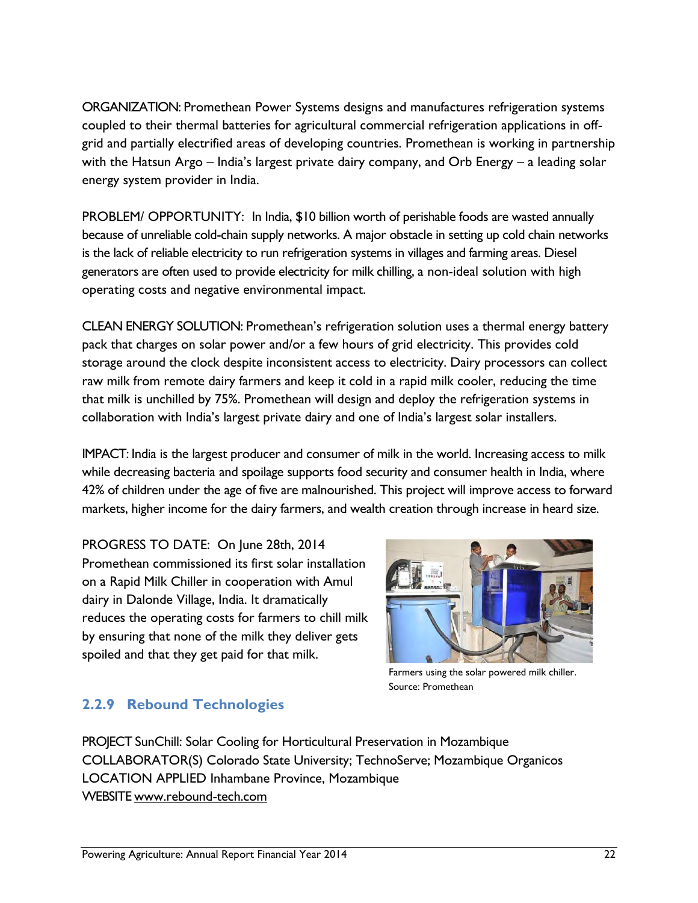ORGANIZATION: Promethean Power Systems designs and manufactures refrigeration systems coupled to their thermal batteries for agricultural commercial refrigeration applications in off-grid and partially electrified areas of developing countries. Promethean is working in partnership with the Hatsun Argo – India's largest private dairy company, and Orb Energy – a leading solar energy system provider in India.

PROBLEM/ OPPORTUNITY: In India, $10 billion worth of perishable foods are wasted annually because of unreliable cold-chain supply networks. A major obstacle in setting up cold chain networks is the lack of reliable electricity to run refrigeration systems in villages and farming areas. Diesel generators are often used to provide electricity for milk chilling, a non-ideal solution with high operating costs and negative environmental impact.

CLEAN ENERGY SOLUTION: Promethean's refrigeration solution uses a thermal energy battery pack that charges on solar power and/or a few hours of grid electricity. This provides cold storage around the clock despite inconsistent access to electricity. Dairy processors can collect raw milk from remote dairy farmers and keep it cold in a rapid milk cooler, reducing the time that milk is unchilled by 75%. Promethean will design and deploy the refrigeration systems in collaboration with India's largest private dairy and one of India's largest solar installers.

IMPACT: India is the largest producer and consumer of milk in the world. Increasing access to milk while decreasing bacteria and spoilage supports food security and consumer health in India, where 42% of children under the age of five are malnourished. This project will improve access to forward markets, higher income for the dairy farmers, and wealth creation through increase in heard size.

PROGRESS TO DATE: On June 28th, 2014 Promethean commissioned its first solar installation on a Rapid Milk Chiller in cooperation with Amul dairy in Dalonde Village, India. It dramatically reduces the operating costs for farmers to chill milk by ensuring that none of the milk they deliver gets spoiled and that they get paid for that milk.

Farmers using the solar powered milk chiller.
Source: Promethean

### 2.2.9 Rebound Technologies

PROJECT SunChill: Solar Cooling for Horticultural Preservation in Mozambique
COLLABORATOR(S) Colorado State University; TechnoServe; Mozambique Organicos
LOCATION APPLIED Inhambane Province, Mozambique
WEBSITE www.rebound-tech.com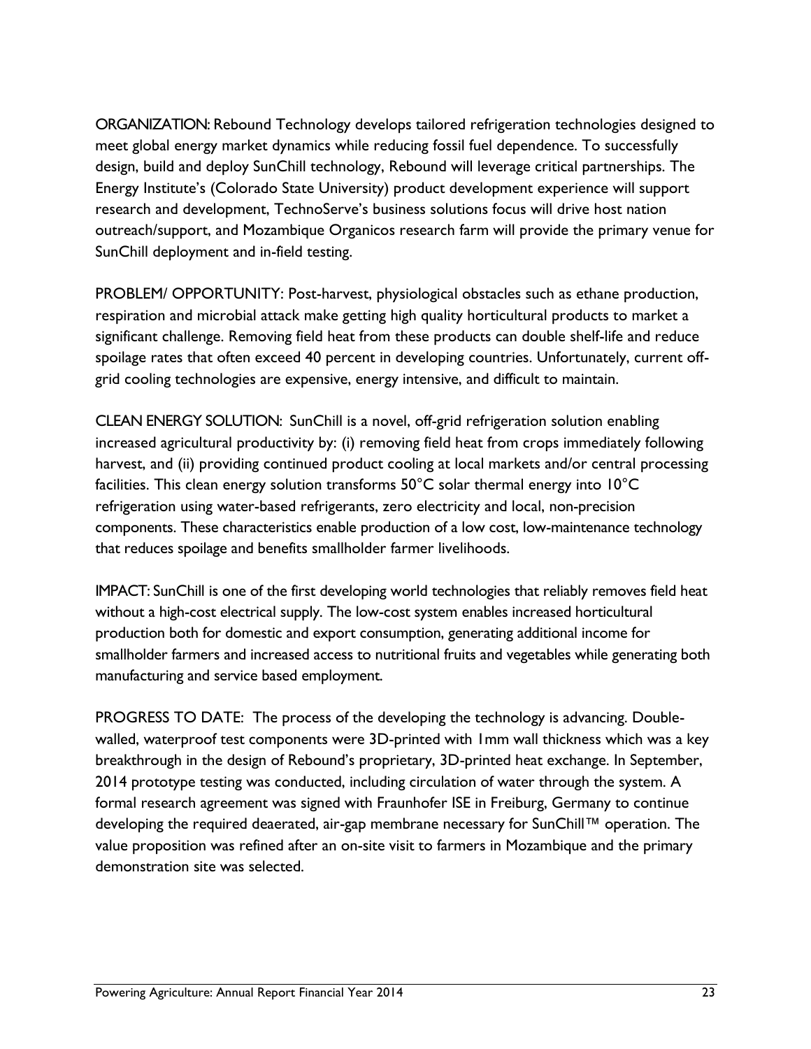ORGANIZATION: Rebound Technology develops tailored refrigeration technologies designed to meet global energy market dynamics while reducing fossil fuel dependence. To successfully design, build and deploy SunChill technology, Rebound will leverage critical partnerships. The Energy Institute's (Colorado State University) product development experience will support research and development, TechnoServe's business solutions focus will drive host nation outreach/support, and Mozambique Organicos research farm will provide the primary venue for SunChill deployment and in-field testing.

PROBLEM/ OPPORTUNITY: Post-harvest, physiological obstacles such as ethane production, respiration and microbial attack make getting high quality horticultural products to market a significant challenge. Removing field heat from these products can double shelf-life and reduce spoilage rates that often exceed 40 percent in developing countries. Unfortunately, current off-grid cooling technologies are expensive, energy intensive, and difficult to maintain.

CLEAN ENERGY SOLUTION: SunChill is a novel, off-grid refrigeration solution enabling increased agricultural productivity by: (i) removing field heat from crops immediately following harvest, and (ii) providing continued product cooling at local markets and/or central processing facilities. This clean energy solution transforms 50°C solar thermal energy into 10°C refrigeration using water-based refrigerants, zero electricity and local, non-precision components. These characteristics enable production of a low cost, low-maintenance technology that reduces spoilage and benefits smallholder farmer livelihoods.

IMPACT: SunChill is one of the first developing world technologies that reliably removes field heat without a high-cost electrical supply. The low-cost system enables increased horticultural production both for domestic and export consumption, generating additional income for smallholder farmers and increased access to nutritional fruits and vegetables while generating both manufacturing and service based employment.

PROGRESS TO DATE: The process of the developing the technology is advancing. Double-walled, waterproof test components were 3D-printed with 1mm wall thickness which was a key breakthrough in the design of Rebound's proprietary, 3D-printed heat exchange. In September, 2014 prototype testing was conducted, including circulation of water through the system. A formal research agreement was signed with Fraunhofer ISE in Freiburg, Germany to continue developing the required deaerated, air-gap membrane necessary for SunChill™ operation. The value proposition was refined after an on-site visit to farmers in Mozambique and the primary demonstration site was selected.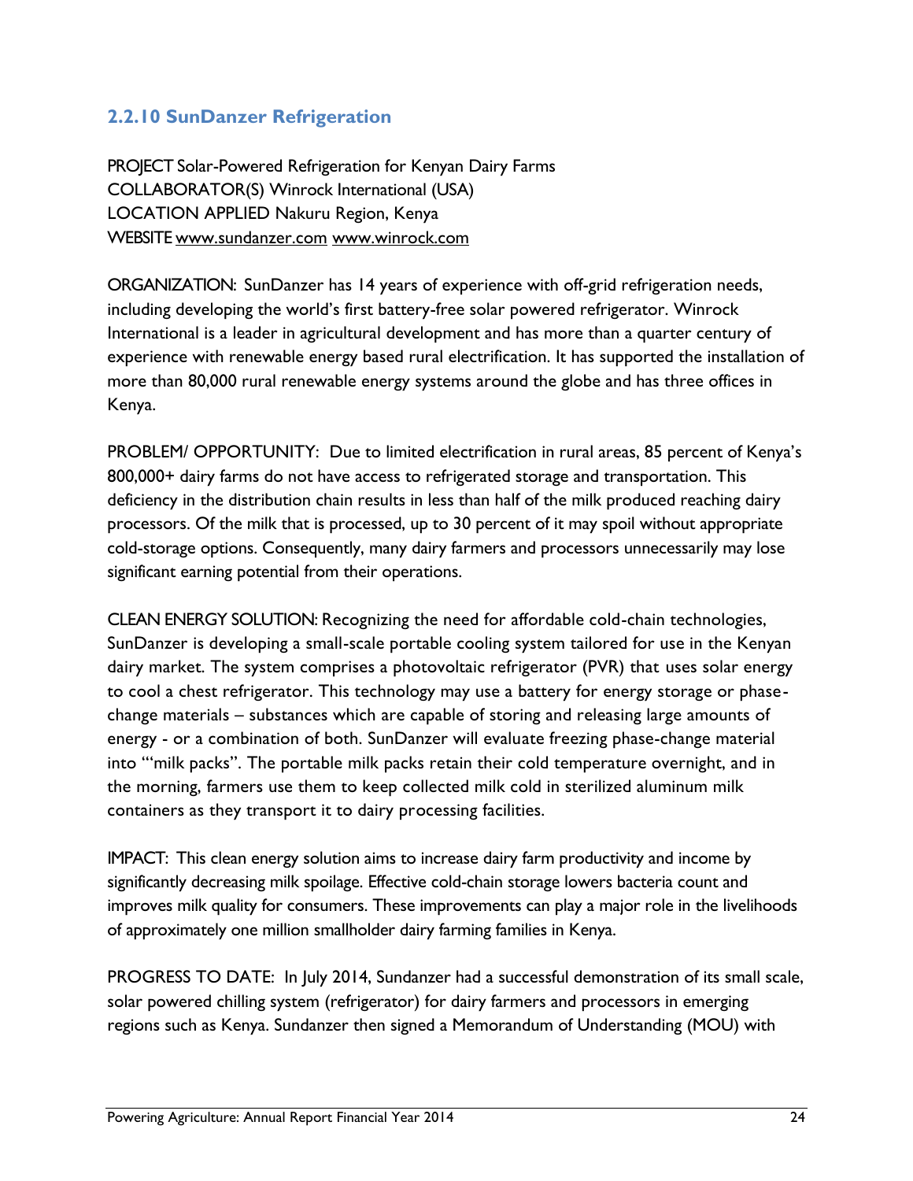### 2.2.10 SunDanzer Refrigeration

PROJECT Solar-Powered Refrigeration for Kenyan Dairy Farms
COLLABORATOR(S) Winrock International (USA)
LOCATION APPLIED Nakuru Region, Kenya
WEBSITE www.sundanzer.com www.winrock.com

ORGANIZATION: SunDanzer has 14 years of experience with off-grid refrigeration needs, including developing the world's first battery-free solar powered refrigerator. Winrock International is a leader in agricultural development and has more than a quarter century of experience with renewable energy based rural electrification. It has supported the installation of more than 80,000 rural renewable energy systems around the globe and has three offices in Kenya.

PROBLEM/ OPPORTUNITY: Due to limited electrification in rural areas, 85 percent of Kenya's 800,000+ dairy farms do not have access to refrigerated storage and transportation. This deficiency in the distribution chain results in less than half of the milk produced reaching dairy processors. Of the milk that is processed, up to 30 percent of it may spoil without appropriate cold-storage options. Consequently, many dairy farmers and processors unnecessarily may lose significant earning potential from their operations.

CLEAN ENERGY SOLUTION: Recognizing the need for affordable cold-chain technologies, SunDanzer is developing a small-scale portable cooling system tailored for use in the Kenyan dairy market. The system comprises a photovoltaic refrigerator (PVR) that uses solar energy to cool a chest refrigerator. This technology may use a battery for energy storage or phase-change materials – substances which are capable of storing and releasing large amounts of energy - or a combination of both. SunDanzer will evaluate freezing phase-change material into "'milk packs". The portable milk packs retain their cold temperature overnight, and in the morning, farmers use them to keep collected milk cold in sterilized aluminum milk containers as they transport it to dairy processing facilities.

IMPACT: This clean energy solution aims to increase dairy farm productivity and income by significantly decreasing milk spoilage. Effective cold-chain storage lowers bacteria count and improves milk quality for consumers. These improvements can play a major role in the livelihoods of approximately one million smallholder dairy farming families in Kenya.

PROGRESS TO DATE: In July 2014, Sundanzer had a successful demonstration of its small scale, solar powered chilling system (refrigerator) for dairy farmers and processors in emerging regions such as Kenya. Sundanzer then signed a Memorandum of Understanding (MOU) with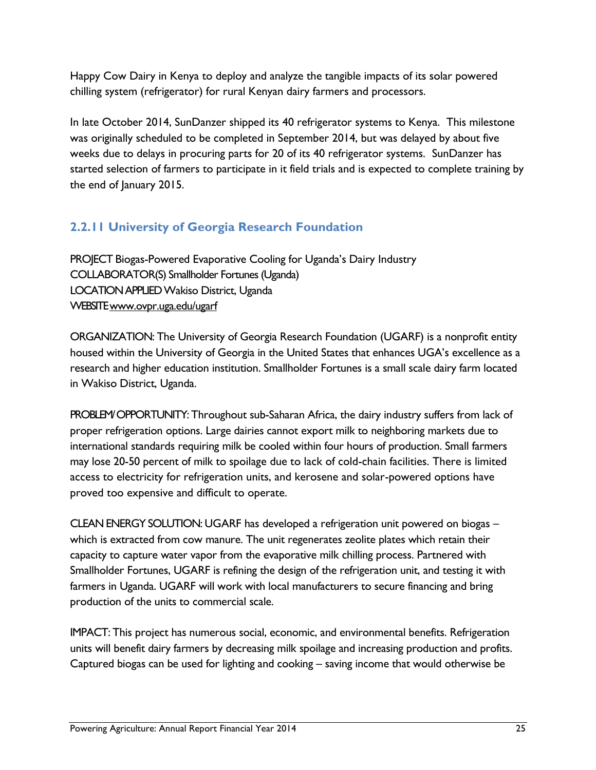Happy Cow Dairy in Kenya to deploy and analyze the tangible impacts of its solar powered chilling system (refrigerator) for rural Kenyan dairy farmers and processors.

In late October 2014, SunDanzer shipped its 40 refrigerator systems to Kenya. This milestone was originally scheduled to be completed in September 2014, but was delayed by about five weeks due to delays in procuring parts for 20 of its 40 refrigerator systems. SunDanzer has started selection of farmers to participate in it field trials and is expected to complete training by the end of January 2015.

### 2.2.11 University of Georgia Research Foundation

PROJECT Biogas-Powered Evaporative Cooling for Uganda's Dairy Industry
COLLABORATOR(S) Smallholder Fortunes (Uganda)
LOCATION APPLIED Wakiso District, Uganda
WEBSITE www.ovpr.uga.edu/ugarf

ORGANIZATION: The University of Georgia Research Foundation (UGARF) is a nonprofit entity housed within the University of Georgia in the United States that enhances UGA's excellence as a research and higher education institution. Smallholder Fortunes is a small scale dairy farm located in Wakiso District, Uganda.

PROBLEM/OPPORTUNITY: Throughout sub-Saharan Africa, the dairy industry suffers from lack of proper refrigeration options. Large dairies cannot export milk to neighboring markets due to international standards requiring milk be cooled within four hours of production. Small farmers may lose 20-50 percent of milk to spoilage due to lack of cold-chain facilities. There is limited access to electricity for refrigeration units, and kerosene and solar-powered options have proved too expensive and difficult to operate.

CLEAN ENERGY SOLUTION: UGARF has developed a refrigeration unit powered on biogas – which is extracted from cow manure. The unit regenerates zeolite plates which retain their capacity to capture water vapor from the evaporative milk chilling process. Partnered with Smallholder Fortunes, UGARF is refining the design of the refrigeration unit, and testing it with farmers in Uganda. UGARF will work with local manufacturers to secure financing and bring production of the units to commercial scale.

IMPACT: This project has numerous social, economic, and environmental benefits. Refrigeration units will benefit dairy farmers by decreasing milk spoilage and increasing production and profits. Captured biogas can be used for lighting and cooking – saving income that would otherwise be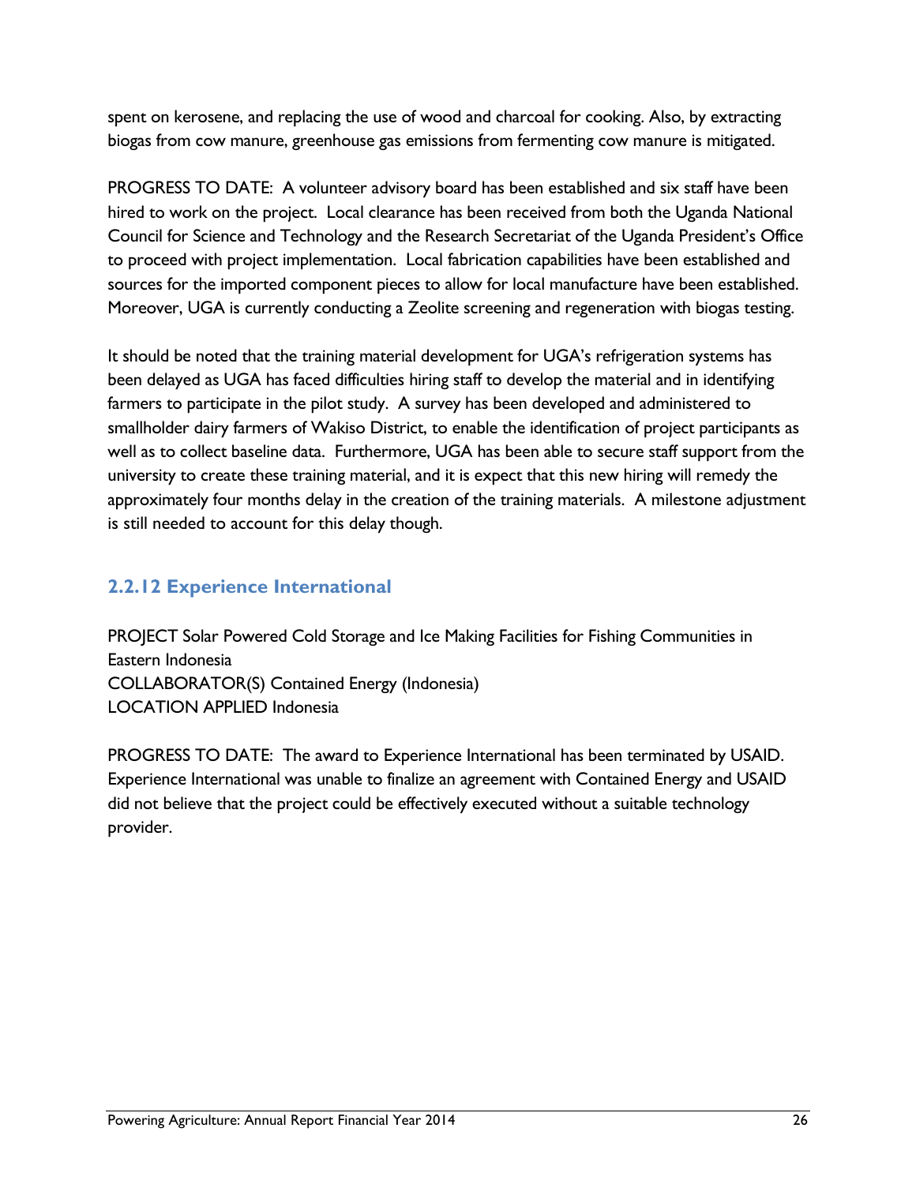spent on kerosene, and replacing the use of wood and charcoal for cooking. Also, by extracting biogas from cow manure, greenhouse gas emissions from fermenting cow manure is mitigated.

PROGRESS TO DATE: A volunteer advisory board has been established and six staff have been hired to work on the project. Local clearance has been received from both the Uganda National Council for Science and Technology and the Research Secretariat of the Uganda President's Office to proceed with project implementation. Local fabrication capabilities have been established and sources for the imported component pieces to allow for local manufacture have been established. Moreover, UGA is currently conducting a Zeolite screening and regeneration with biogas testing.

It should be noted that the training material development for UGA's refrigeration systems has been delayed as UGA has faced difficulties hiring staff to develop the material and in identifying farmers to participate in the pilot study. A survey has been developed and administered to smallholder dairy farmers of Wakiso District, to enable the identification of project participants as well as to collect baseline data. Furthermore, UGA has been able to secure staff support from the university to create these training material, and it is expect that this new hiring will remedy the approximately four months delay in the creation of the training materials. A milestone adjustment is still needed to account for this delay though.

### 2.2.12 Experience International

PROJECT Solar Powered Cold Storage and Ice Making Facilities for Fishing Communities in Eastern Indonesia
COLLABORATOR(S) Contained Energy (Indonesia)
LOCATION APPLIED Indonesia

PROGRESS TO DATE: The award to Experience International has been terminated by USAID. Experience International was unable to finalize an agreement with Contained Energy and USAID did not believe that the project could be effectively executed without a suitable technology provider.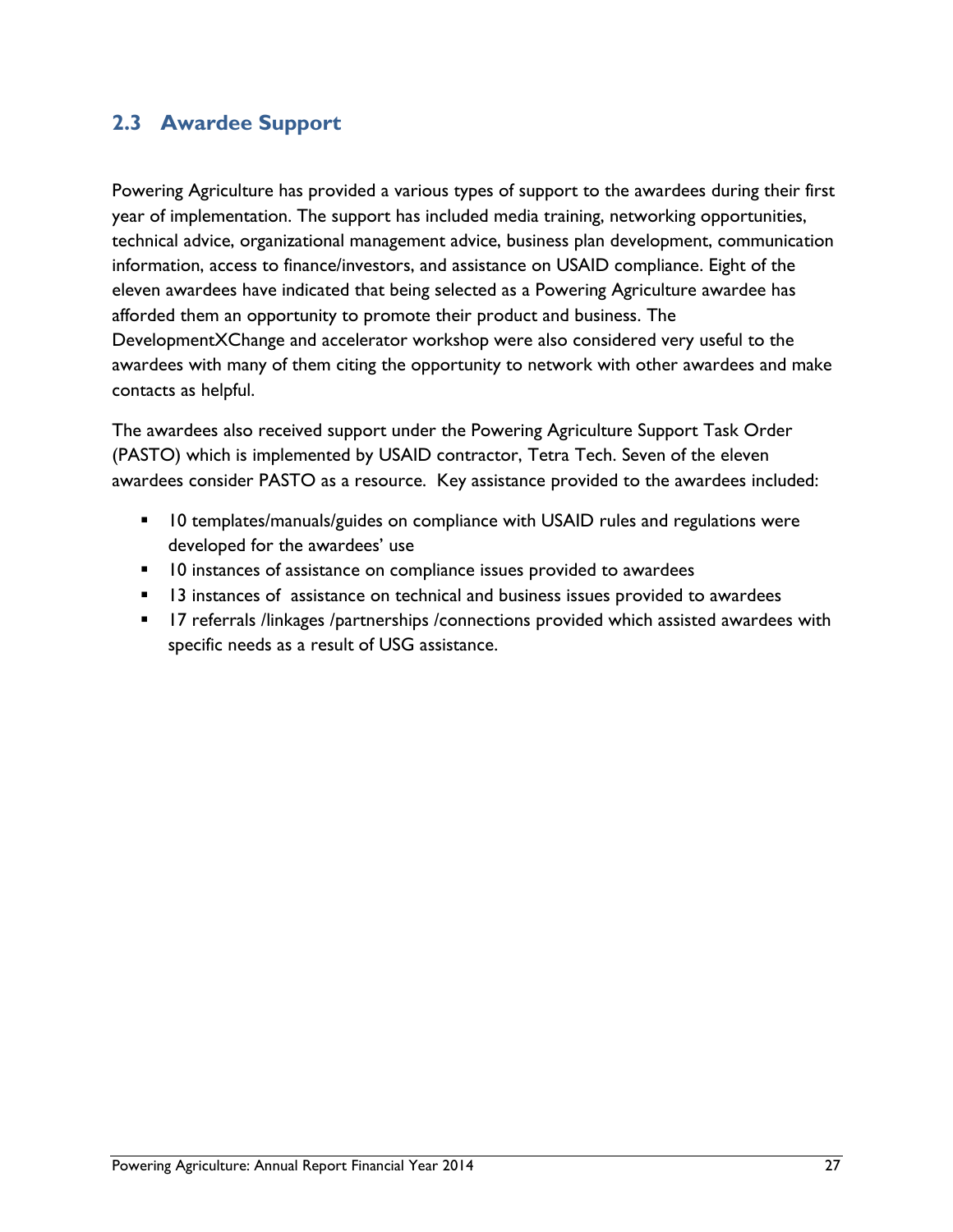## 2.3 Awardee Support

Powering Agriculture has provided a various types of support to the awardees during their first year of implementation. The support has included media training, networking opportunities, technical advice, organizational management advice, business plan development, communication information, access to finance/investors, and assistance on USAID compliance. Eight of the eleven awardees have indicated that being selected as a Powering Agriculture awardee has afforded them an opportunity to promote their product and business. The DevelopmentXChange and accelerator workshop were also considered very useful to the awardees with many of them citing the opportunity to network with other awardees and make contacts as helpful.

The awardees also received support under the Powering Agriculture Support Task Order (PASTO) which is implemented by USAID contractor, Tetra Tech. Seven of the eleven awardees consider PASTO as a resource. Key assistance provided to the awardees included:

- 10 templates/manuals/guides on compliance with USAID rules and regulations were developed for the awardees' use
- 10 instances of assistance on compliance issues provided to awardees
- 13 instances of assistance on technical and business issues provided to awardees
- 17 referrals /linkages /partnerships /connections provided which assisted awardees with specific needs as a result of USG assistance.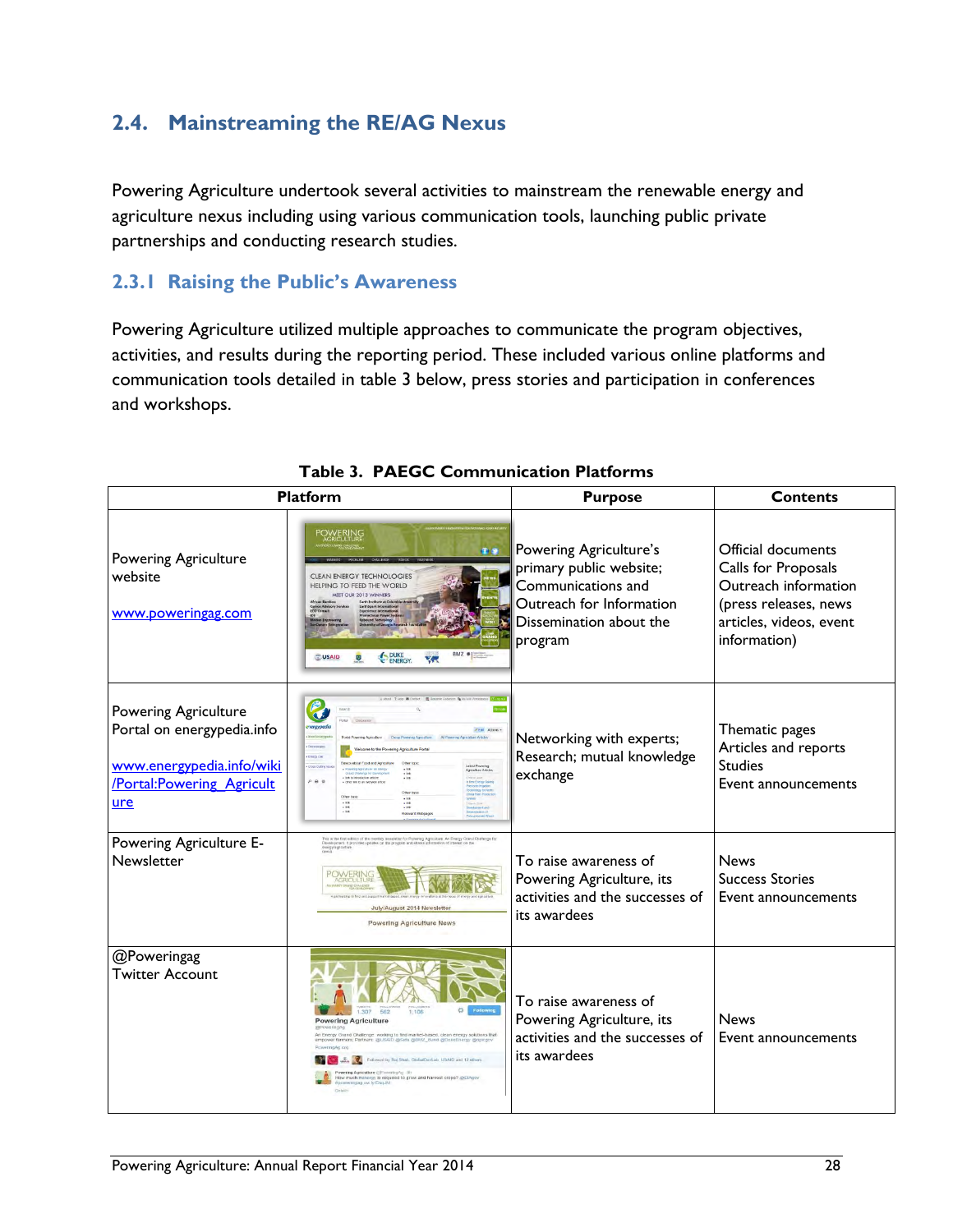## 2.4. Mainstreaming the RE/AG Nexus

Powering Agriculture undertook several activities to mainstream the renewable energy and agriculture nexus including using various communication tools, launching public private partnerships and conducting research studies.

### 2.3.1 Raising the Public's Awareness

Powering Agriculture utilized multiple approaches to communicate the program objectives, activities, and results during the reporting period. These included various online platforms and communication tools detailed in table 3 below, press stories and participation in conferences and workshops.

**Table 3. PAEGC Communication Platforms**

| Platform | | Purpose | Contents |
|---|---|---|---|
| Powering Agriculture website<br><br>www.poweringag.com | | Powering Agriculture's primary public website; Communications and Outreach for Information Dissemination about the program | Official documents<br>Calls for Proposals<br>Outreach information (press releases, news articles, videos, event information) |
| Powering Agriculture Portal on energypedia.info<br><br>www.energypedia.info/wiki/Portal:Powering_Agriculture | | Networking with experts; Research; mutual knowledge exchange | Thematic pages<br>Articles and reports<br>Studies<br>Event announcements |
| Powering Agriculture E-Newsletter | | To raise awareness of Powering Agriculture, its activities and the successes of its awardees | News<br>Success Stories<br>Event announcements |
| @Poweringag<br>Twitter Account | | To raise awareness of Powering Agriculture, its activities and the successes of its awardees | News<br>Event announcements |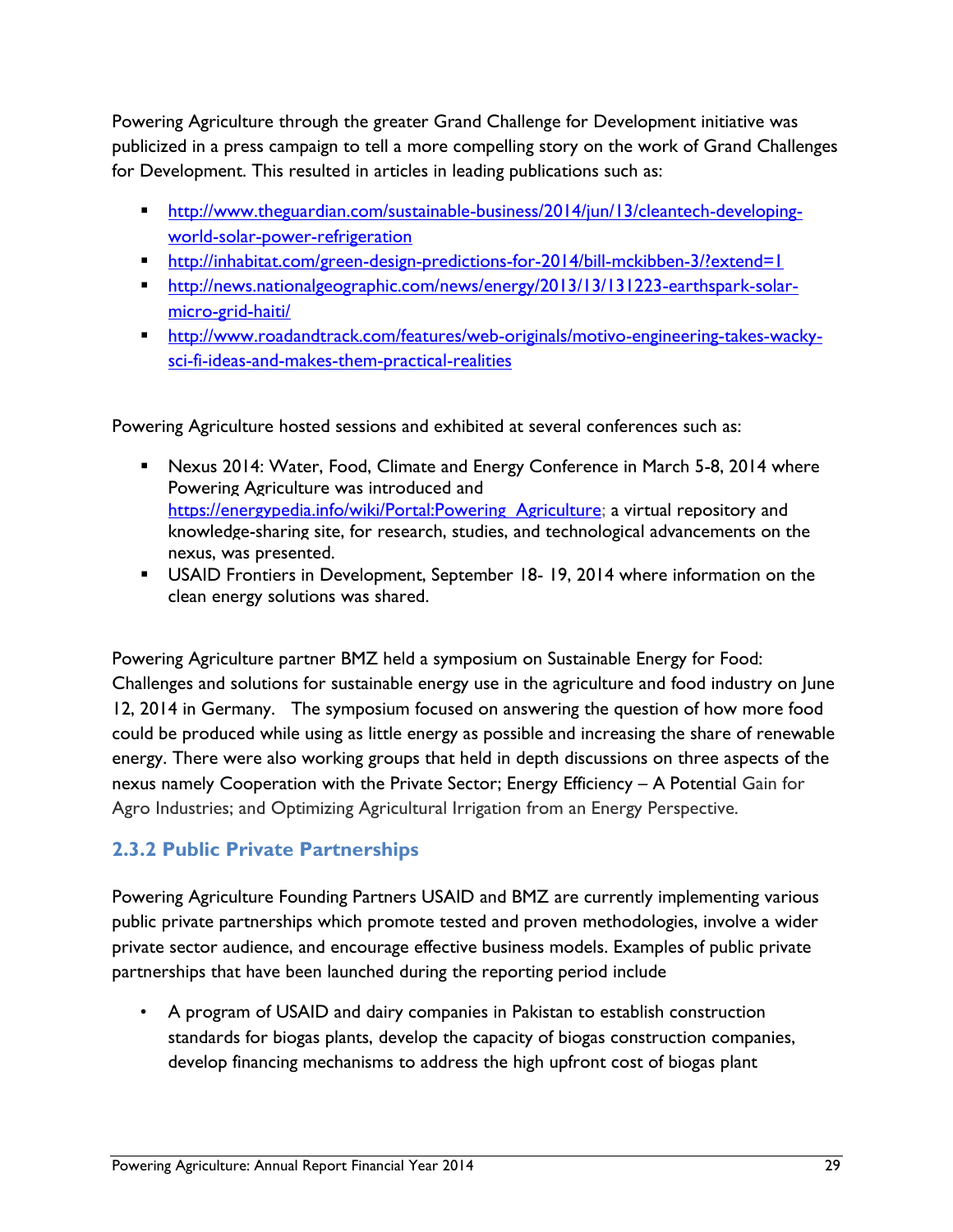Powering Agriculture through the greater Grand Challenge for Development initiative was publicized in a press campaign to tell a more compelling story on the work of Grand Challenges for Development. This resulted in articles in leading publications such as:

- http://www.theguardian.com/sustainable-business/2014/jun/13/cleantech-developing-world-solar-power-refrigeration
- http://inhabitat.com/green-design-predictions-for-2014/bill-mckibben-3/?extend=1
- http://news.nationalgeographic.com/news/energy/2013/13/131223-earthspark-solar-micro-grid-haiti/
- http://www.roadandtrack.com/features/web-originals/motivo-engineering-takes-wacky-sci-fi-ideas-and-makes-them-practical-realities

Powering Agriculture hosted sessions and exhibited at several conferences such as:

- Nexus 2014: Water, Food, Climate and Energy Conference in March 5-8, 2014 where Powering Agriculture was introduced and https://energypedia.info/wiki/Portal:Powering_Agriculture; a virtual repository and knowledge-sharing site, for research, studies, and technological advancements on the nexus, was presented.
- USAID Frontiers in Development, September 18- 19, 2014 where information on the clean energy solutions was shared.

Powering Agriculture partner BMZ held a symposium on Sustainable Energy for Food: Challenges and solutions for sustainable energy use in the agriculture and food industry on June 12, 2014 in Germany. The symposium focused on answering the question of how more food could be produced while using as little energy as possible and increasing the share of renewable energy. There were also working groups that held in depth discussions on three aspects of the nexus namely Cooperation with the Private Sector; Energy Efficiency – A Potential Gain for Agro Industries; and Optimizing Agricultural Irrigation from an Energy Perspective.

### 2.3.2 Public Private Partnerships

Powering Agriculture Founding Partners USAID and BMZ are currently implementing various public private partnerships which promote tested and proven methodologies, involve a wider private sector audience, and encourage effective business models. Examples of public private partnerships that have been launched during the reporting period include

- A program of USAID and dairy companies in Pakistan to establish construction standards for biogas plants, develop the capacity of biogas construction companies, develop financing mechanisms to address the high upfront cost of biogas plant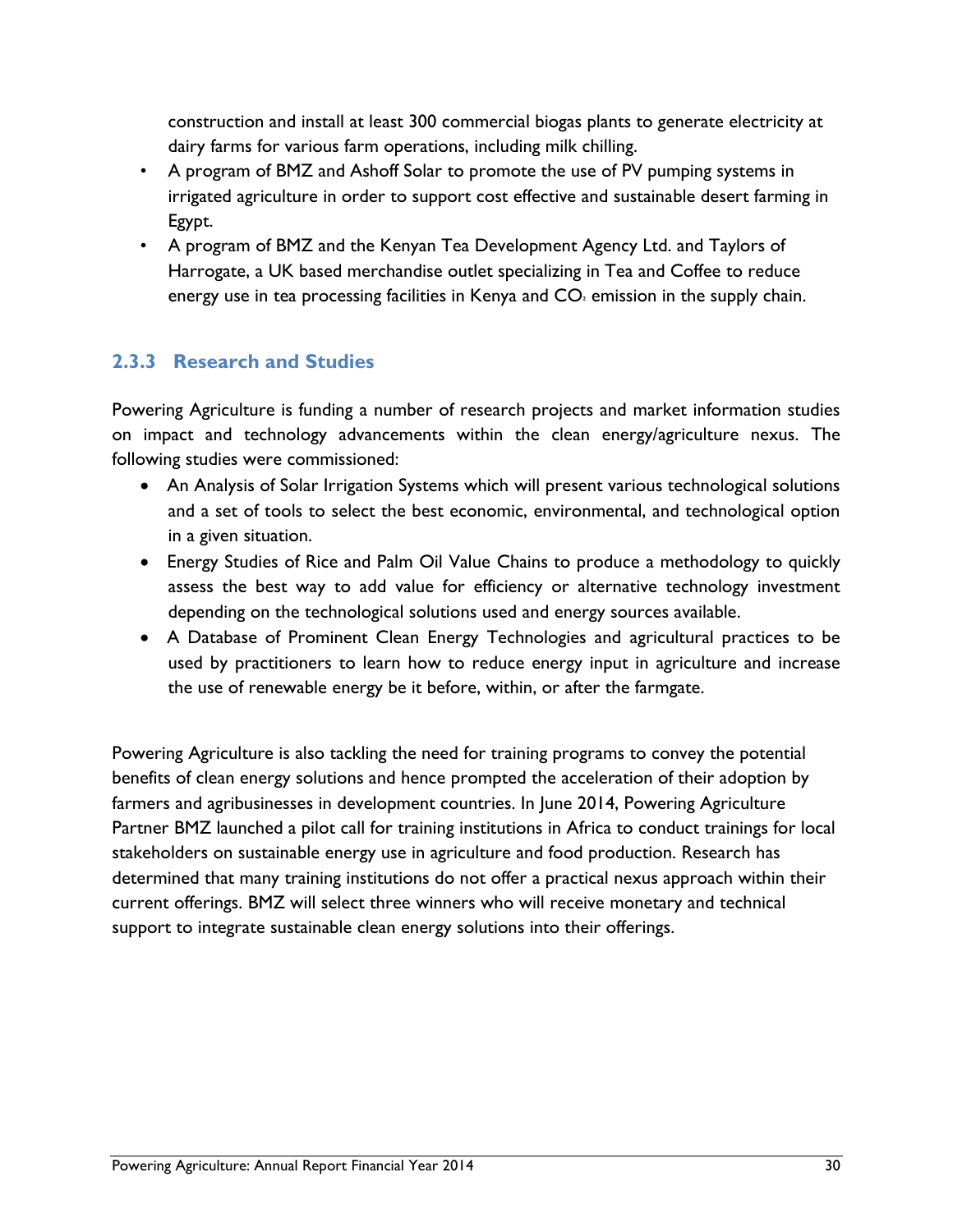construction and install at least 300 commercial biogas plants to generate electricity at dairy farms for various farm operations, including milk chilling.

- A program of BMZ and Ashoff Solar to promote the use of PV pumping systems in irrigated agriculture in order to support cost effective and sustainable desert farming in Egypt.
- A program of BMZ and the Kenyan Tea Development Agency Ltd. and Taylors of Harrogate, a UK based merchandise outlet specializing in Tea and Coffee to reduce energy use in tea processing facilities in Kenya and $CO_2$ emission in the supply chain.

### 2.3.3 Research and Studies

Powering Agriculture is funding a number of research projects and market information studies on impact and technology advancements within the clean energy/agriculture nexus. The following studies were commissioned:

- An Analysis of Solar Irrigation Systems which will present various technological solutions and a set of tools to select the best economic, environmental, and technological option in a given situation.
- Energy Studies of Rice and Palm Oil Value Chains to produce a methodology to quickly assess the best way to add value for efficiency or alternative technology investment depending on the technological solutions used and energy sources available.
- A Database of Prominent Clean Energy Technologies and agricultural practices to be used by practitioners to learn how to reduce energy input in agriculture and increase the use of renewable energy be it before, within, or after the farmgate.

Powering Agriculture is also tackling the need for training programs to convey the potential benefits of clean energy solutions and hence prompted the acceleration of their adoption by farmers and agribusinesses in development countries. In June 2014, Powering Agriculture Partner BMZ launched a pilot call for training institutions in Africa to conduct trainings for local stakeholders on sustainable energy use in agriculture and food production. Research has determined that many training institutions do not offer a practical nexus approach within their current offerings. BMZ will select three winners who will receive monetary and technical support to integrate sustainable clean energy solutions into their offerings.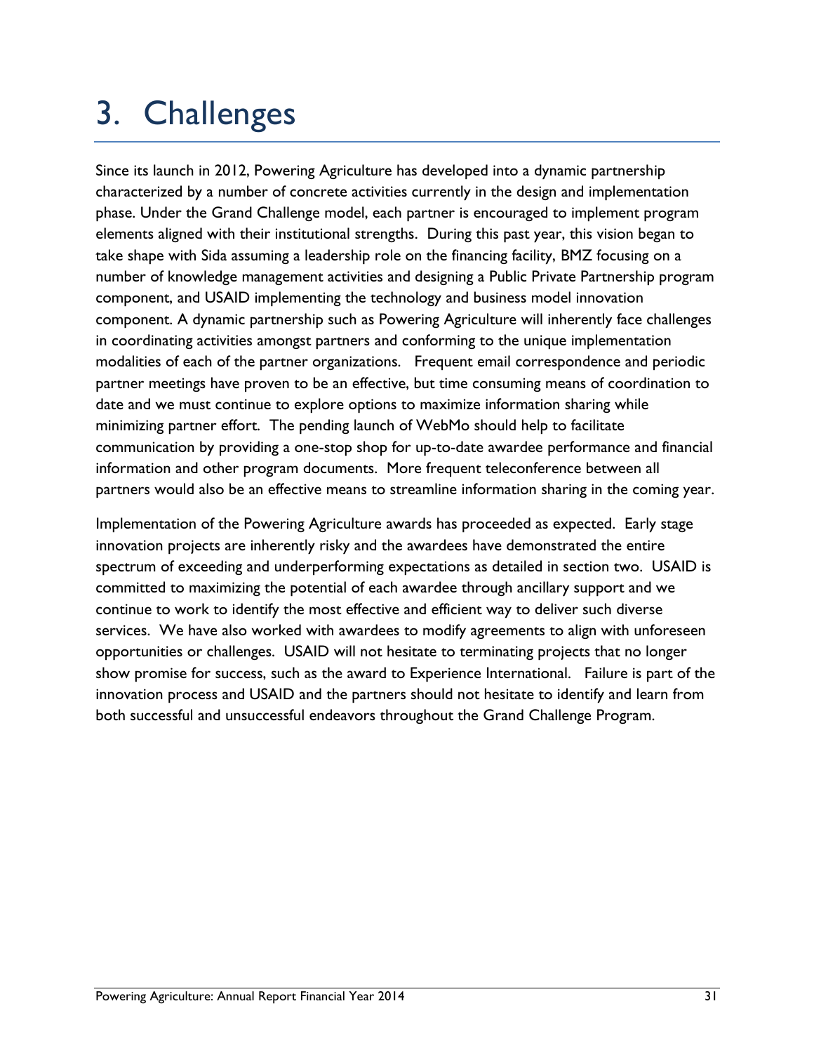# 3. Challenges

Since its launch in 2012, Powering Agriculture has developed into a dynamic partnership characterized by a number of concrete activities currently in the design and implementation phase. Under the Grand Challenge model, each partner is encouraged to implement program elements aligned with their institutional strengths. During this past year, this vision began to take shape with Sida assuming a leadership role on the financing facility, BMZ focusing on a number of knowledge management activities and designing a Public Private Partnership program component, and USAID implementing the technology and business model innovation component. A dynamic partnership such as Powering Agriculture will inherently face challenges in coordinating activities amongst partners and conforming to the unique implementation modalities of each of the partner organizations. Frequent email correspondence and periodic partner meetings have proven to be an effective, but time consuming means of coordination to date and we must continue to explore options to maximize information sharing while minimizing partner effort. The pending launch of WebMo should help to facilitate communication by providing a one-stop shop for up-to-date awardee performance and financial information and other program documents. More frequent teleconference between all partners would also be an effective means to streamline information sharing in the coming year.

Implementation of the Powering Agriculture awards has proceeded as expected. Early stage innovation projects are inherently risky and the awardees have demonstrated the entire spectrum of exceeding and underperforming expectations as detailed in section two. USAID is committed to maximizing the potential of each awardee through ancillary support and we continue to work to identify the most effective and efficient way to deliver such diverse services. We have also worked with awardees to modify agreements to align with unforeseen opportunities or challenges. USAID will not hesitate to terminating projects that no longer show promise for success, such as the award to Experience International. Failure is part of the innovation process and USAID and the partners should not hesitate to identify and learn from both successful and unsuccessful endeavors throughout the Grand Challenge Program.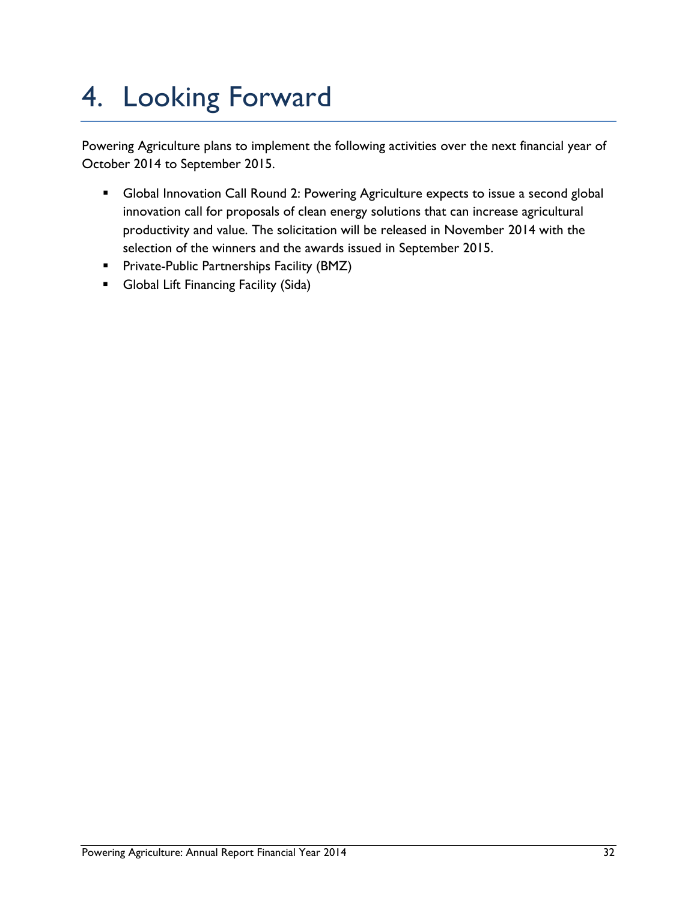# 4. Looking Forward

Powering Agriculture plans to implement the following activities over the next financial year of October 2014 to September 2015.

- Global Innovation Call Round 2: Powering Agriculture expects to issue a second global innovation call for proposals of clean energy solutions that can increase agricultural productivity and value. The solicitation will be released in November 2014 with the selection of the winners and the awards issued in September 2015.
- Private-Public Partnerships Facility (BMZ)
- Global Lift Financing Facility (Sida)